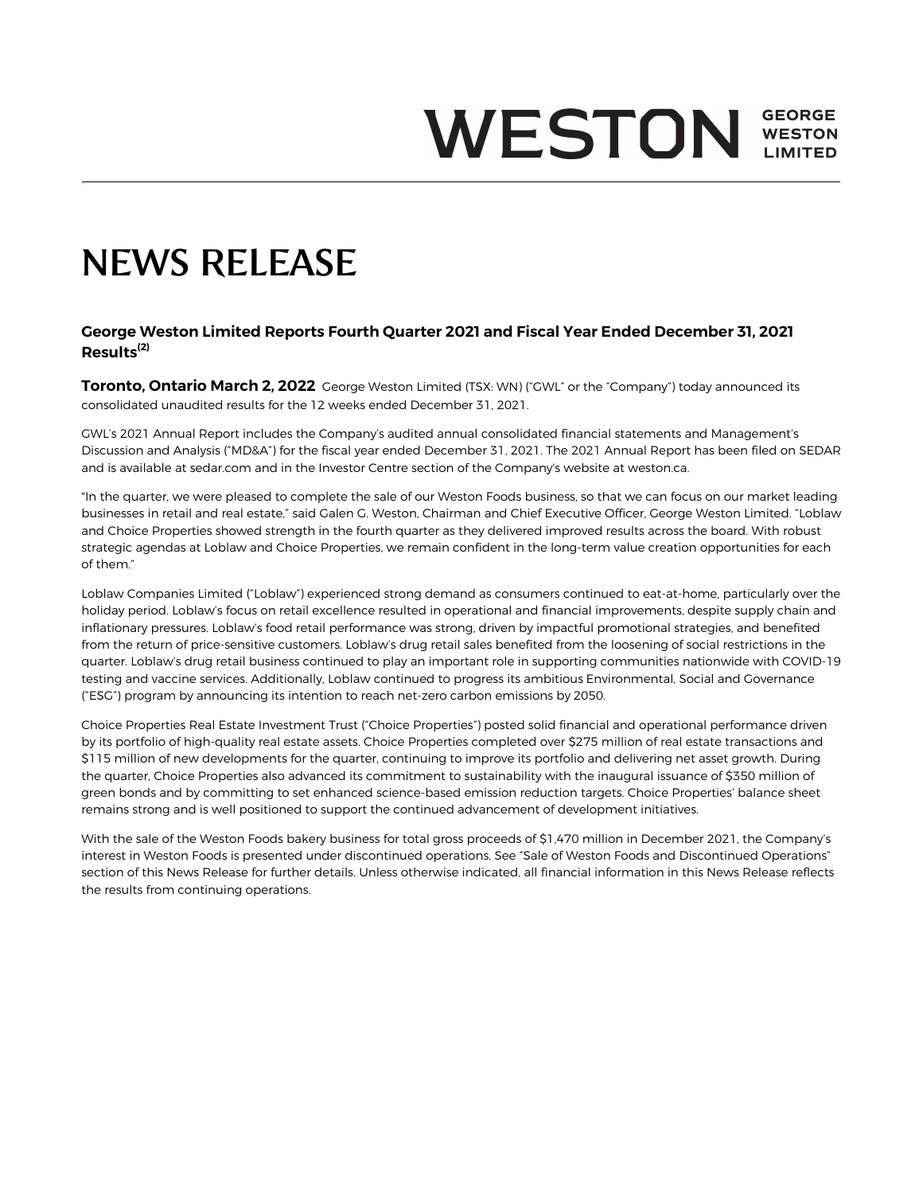WESTON GEORGE WESTON LIMITED

# NEWS RELEASE

### George Weston Limited Reports Fourth Quarter 2021 and Fiscal Year Ended December 31, 2021 Results[(2)]

**Toronto, Ontario March 2, 2022** George Weston Limited (TSX: WN) ("GWL" or the "Company") today announced its consolidated unaudited results for the 12 weeks ended December 31, 2021.

GWL's 2021 Annual Report includes the Company's audited annual consolidated financial statements and Management's Discussion and Analysis ("MD&A") for the fiscal year ended December 31, 2021. The 2021 Annual Report has been filed on SEDAR and is available at sedar.com and in the Investor Centre section of the Company's website at weston.ca.

"In the quarter, we were pleased to complete the sale of our Weston Foods business, so that we can focus on our market leading businesses in retail and real estate," said Galen G. Weston, Chairman and Chief Executive Officer, George Weston Limited. "Loblaw and Choice Properties showed strength in the fourth quarter as they delivered improved results across the board. With robust strategic agendas at Loblaw and Choice Properties, we remain confident in the long-term value creation opportunities for each of them."

Loblaw Companies Limited ("Loblaw") experienced strong demand as consumers continued to eat-at-home, particularly over the holiday period. Loblaw's focus on retail excellence resulted in operational and financial improvements, despite supply chain and inflationary pressures. Loblaw's food retail performance was strong, driven by impactful promotional strategies, and benefited from the return of price-sensitive customers. Loblaw's drug retail sales benefited from the loosening of social restrictions in the quarter. Loblaw's drug retail business continued to play an important role in supporting communities nationwide with COVID-19 testing and vaccine services. Additionally, Loblaw continued to progress its ambitious Environmental, Social and Governance ("ESG") program by announcing its intention to reach net-zero carbon emissions by 2050.

Choice Properties Real Estate Investment Trust ("Choice Properties") posted solid financial and operational performance driven by its portfolio of high-quality real estate assets. Choice Properties completed over $275 million of real estate transactions and $115 million of new developments for the quarter, continuing to improve its portfolio and delivering net asset growth. During the quarter, Choice Properties also advanced its commitment to sustainability with the inaugural issuance of $350 million of green bonds and by committing to set enhanced science-based emission reduction targets. Choice Properties' balance sheet remains strong and is well positioned to support the continued advancement of development initiatives.

With the sale of the Weston Foods bakery business for total gross proceeds of $1,470 million in December 2021, the Company's interest in Weston Foods is presented under discontinued operations. See "Sale of Weston Foods and Discontinued Operations" section of this News Release for further details. Unless otherwise indicated, all financial information in this News Release reflects the results from continuing operations.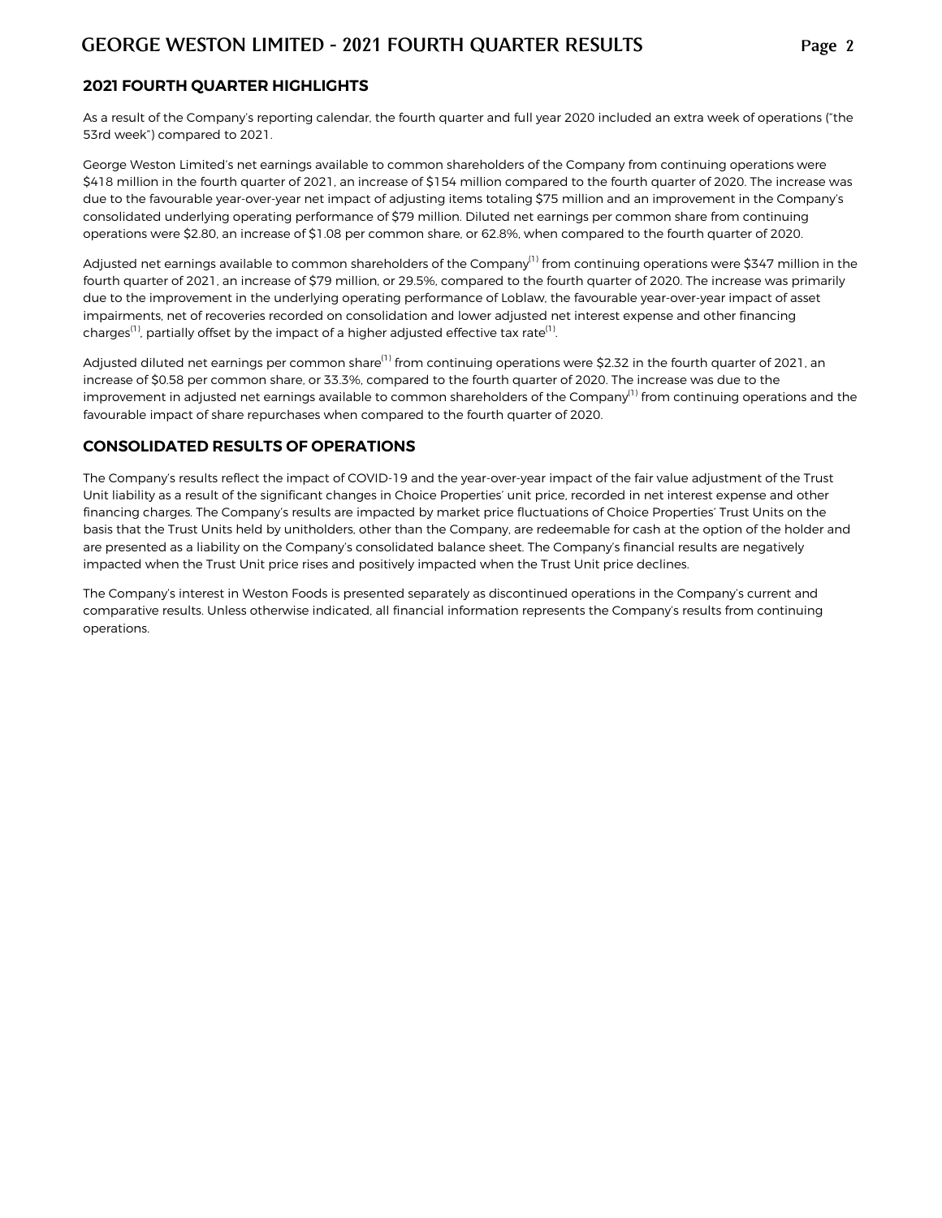## 2021 FOURTH QUARTER HIGHLIGHTS

As a result of the Company's reporting calendar, the fourth quarter and full year 2020 included an extra week of operations ("the 53rd week") compared to 2021.

George Weston Limited's net earnings available to common shareholders of the Company from continuing operations were $418 million in the fourth quarter of 2021, an increase of $154 million compared to the fourth quarter of 2020. The increase was due to the favourable year-over-year net impact of adjusting items totaling $75 million and an improvement in the Company's consolidated underlying operating performance of $79 million. Diluted net earnings per common share from continuing operations were $2.80, an increase of $1.08 per common share, or 62.8%, when compared to the fourth quarter of 2020.

Adjusted net earnings available to common shareholders of the Company[1] from continuing operations were $347 million in the fourth quarter of 2021, an increase of $79 million, or 29.5%, compared to the fourth quarter of 2020. The increase was primarily due to the improvement in the underlying operating performance of Loblaw, the favourable year-over-year impact of asset impairments, net of recoveries recorded on consolidation and lower adjusted net interest expense and other financing charges[1], partially offset by the impact of a higher adjusted effective tax rate[1].

Adjusted diluted net earnings per common share[1] from continuing operations were $2.32 in the fourth quarter of 2021, an increase of $0.58 per common share, or 33.3%, compared to the fourth quarter of 2020. The increase was due to the improvement in adjusted net earnings available to common shareholders of the Company[1] from continuing operations and the favourable impact of share repurchases when compared to the fourth quarter of 2020.

## CONSOLIDATED RESULTS OF OPERATIONS

The Company's results reflect the impact of COVID-19 and the year-over-year impact of the fair value adjustment of the Trust Unit liability as a result of the significant changes in Choice Properties' unit price, recorded in net interest expense and other financing charges. The Company's results are impacted by market price fluctuations of Choice Properties' Trust Units on the basis that the Trust Units held by unitholders, other than the Company, are redeemable for cash at the option of the holder and are presented as a liability on the Company's consolidated balance sheet. The Company's financial results are negatively impacted when the Trust Unit price rises and positively impacted when the Trust Unit price declines.

The Company's interest in Weston Foods is presented separately as discontinued operations in the Company's current and comparative results. Unless otherwise indicated, all financial information represents the Company's results from continuing operations.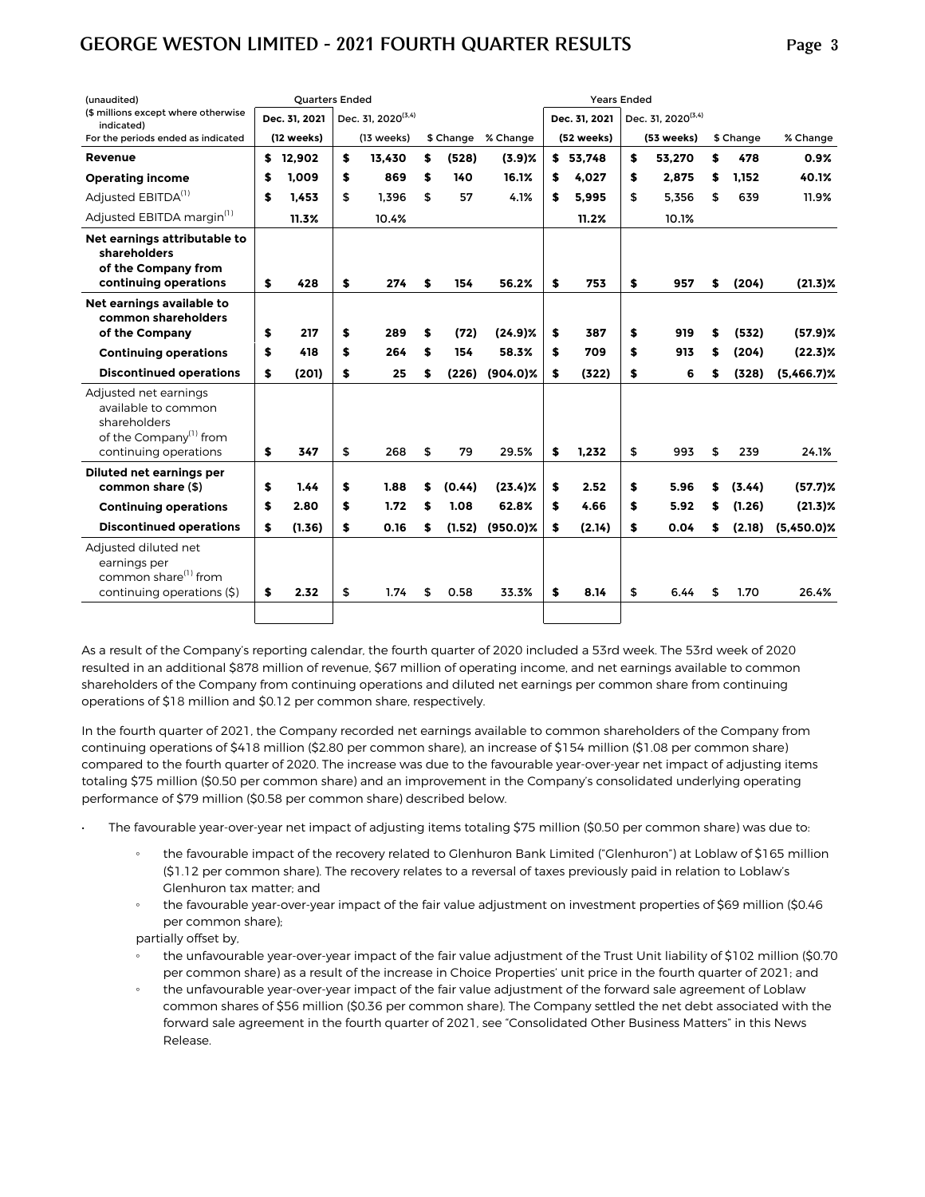| (unaudited) ($ millions except where otherwise indicated) For the periods ended as indicated | Quarters Ended Dec. 31, 2021 (12 weeks) | Dec. 31, 2020[(3,4)] (13 weeks) | $ Change | % Change | Years Ended Dec. 31, 2021 (52 weeks) | Dec. 31, 2020[(3,4)] (53 weeks) | $ Change | % Change |
|---|---|---|---|---|---|---|---|---|
| **Revenue** | **$ 12,902** | $ 13,430 | $ (528) | (3.9)% | **$ 53,748** | $ 53,270 | $ 478 | 0.9% |
| **Operating income** | **$ 1,009** | $ 869 | $ 140 | 16.1% | **$ 4,027** | $ 2,875 | $ 1,152 | 40.1% |
| Adjusted EBITDA[(1)] | **$ 1,453** | $ 1,396 | $ 57 | 4.1% | **$ 5,995** | $ 5,356 | $ 639 | 11.9% |
| Adjusted EBITDA margin[(1)] | **11.3%** | 10.4% | | | **11.2%** | 10.1% | | |
| **Net earnings attributable to shareholders of the Company from continuing operations** | **$ 428** | $ 274 | $ 154 | 56.2% | **$ 753** | $ 957 | $ (204) | (21.3)% |
| **Net earnings available to common shareholders of the Company** | **$ 217** | $ 289 | $ (72) | (24.9)% | **$ 387** | $ 919 | $ (532) | (57.9)% |
| **Continuing operations** | **$ 418** | $ 264 | $ 154 | 58.3% | **$ 709** | $ 913 | $ (204) | (22.3)% |
| **Discontinued operations** | **$ (201)** | $ 25 | $ (226) | (904.0)% | **$ (322)** | $ 6 | $ (328) | (5,466.7)% |
| Adjusted net earnings available to common shareholders of the Company[(1)] from continuing operations | **$ 347** | $ 268 | $ 79 | 29.5% | **$ 1,232** | $ 993 | $ 239 | 24.1% |
| **Diluted net earnings per common share ($)** | **$ 1.44** | $ 1.88 | $ (0.44) | (23.4)% | **$ 2.52** | $ 5.96 | $ (3.44) | (57.7)% |
| **Continuing operations** | **$ 2.80** | $ 1.72 | $ 1.08 | 62.8% | **$ 4.66** | $ 5.92 | $ (1.26) | (21.3)% |
| **Discontinued operations** | **$ (1.36)** | $ 0.16 | $ (1.52) | (950.0)% | **$ (2.14)** | $ 0.04 | $ (2.18) | (5,450.0)% |
| Adjusted diluted net earnings per common share[(1)] from continuing operations ($) | **$ 2.32** | $ 1.74 | $ 0.58 | 33.3% | **$ 8.14** | $ 6.44 | $ 1.70 | 26.4% |

As a result of the Company's reporting calendar, the fourth quarter of 2020 included a 53rd week. The 53rd week of 2020 resulted in an additional $878 million of revenue, $67 million of operating income, and net earnings available to common shareholders of the Company from continuing operations and diluted net earnings per common share from continuing operations of $18 million and $0.12 per common share, respectively.

In the fourth quarter of 2021, the Company recorded net earnings available to common shareholders of the Company from continuing operations of $418 million ($2.80 per common share), an increase of $154 million ($1.08 per common share) compared to the fourth quarter of 2020. The increase was due to the favourable year-over-year net impact of adjusting items totaling $75 million ($0.50 per common share) and an improvement in the Company's consolidated underlying operating performance of $79 million ($0.58 per common share) described below.

- The favourable year-over-year net impact of adjusting items totaling $75 million ($0.50 per common share) was due to:
  - the favourable impact of the recovery related to Glenhuron Bank Limited ("Glenhuron") at Loblaw of $165 million ($1.12 per common share). The recovery relates to a reversal of taxes previously paid in relation to Loblaw's Glenhuron tax matter; and
  - the favourable year-over-year impact of the fair value adjustment on investment properties of $69 million ($0.46 per common share);

  partially offset by,
  - the unfavourable year-over-year impact of the fair value adjustment of the Trust Unit liability of $102 million ($0.70 per common share) as a result of the increase in Choice Properties' unit price in the fourth quarter of 2021; and
  - the unfavourable year-over-year impact of the fair value adjustment of the forward sale agreement of Loblaw common shares of $56 million ($0.36 per common share). The Company settled the net debt associated with the forward sale agreement in the fourth quarter of 2021, see "Consolidated Other Business Matters" in this News Release.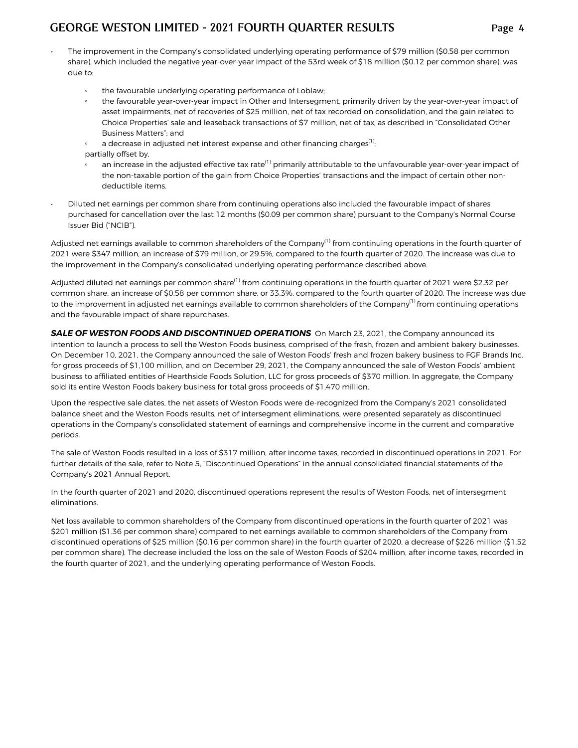- The improvement in the Company's consolidated underlying operating performance of $79 million ($0.58 per common share), which included the negative year-over-year impact of the 53rd week of $18 million ($0.12 per common share), was due to:
  - the favourable underlying operating performance of Loblaw;
  - the favourable year-over-year impact in Other and Intersegment, primarily driven by the year-over-year impact of asset impairments, net of recoveries of $25 million, net of tax recorded on consolidation, and the gain related to Choice Properties' sale and leaseback transactions of $7 million, net of tax, as described in "Consolidated Other Business Matters"; and
  - a decrease in adjusted net interest expense and other financing charges[1];

  partially offset by,
  - an increase in the adjusted effective tax rate[1] primarily attributable to the unfavourable year-over-year impact of the non-taxable portion of the gain from Choice Properties' transactions and the impact of certain other non-deductible items.
- Diluted net earnings per common share from continuing operations also included the favourable impact of shares purchased for cancellation over the last 12 months ($0.09 per common share) pursuant to the Company's Normal Course Issuer Bid ("NCIB").

Adjusted net earnings available to common shareholders of the Company[1] from continuing operations in the fourth quarter of 2021 were $347 million, an increase of $79 million, or 29.5%, compared to the fourth quarter of 2020. The increase was due to the improvement in the Company's consolidated underlying operating performance described above.

Adjusted diluted net earnings per common share[1] from continuing operations in the fourth quarter of 2021 were $2.32 per common share, an increase of $0.58 per common share, or 33.3%, compared to the fourth quarter of 2020. The increase was due to the improvement in adjusted net earnings available to common shareholders of the Company[1] from continuing operations and the favourable impact of share repurchases.

***SALE OF WESTON FOODS AND DISCONTINUED OPERATIONS*** On March 23, 2021, the Company announced its intention to launch a process to sell the Weston Foods business, comprised of the fresh, frozen and ambient bakery businesses. On December 10, 2021, the Company announced the sale of Weston Foods' fresh and frozen bakery business to FGF Brands Inc. for gross proceeds of $1,100 million, and on December 29, 2021, the Company announced the sale of Weston Foods' ambient business to affiliated entities of Hearthside Foods Solution, LLC for gross proceeds of $370 million. In aggregate, the Company sold its entire Weston Foods bakery business for total gross proceeds of $1,470 million.

Upon the respective sale dates, the net assets of Weston Foods were de-recognized from the Company's 2021 consolidated balance sheet and the Weston Foods results, net of intersegment eliminations, were presented separately as discontinued operations in the Company's consolidated statement of earnings and comprehensive income in the current and comparative periods.

The sale of Weston Foods resulted in a loss of $317 million, after income taxes, recorded in discontinued operations in 2021. For further details of the sale, refer to Note 5, "Discontinued Operations" in the annual consolidated financial statements of the Company's 2021 Annual Report.

In the fourth quarter of 2021 and 2020, discontinued operations represent the results of Weston Foods, net of intersegment eliminations.

Net loss available to common shareholders of the Company from discontinued operations in the fourth quarter of 2021 was $201 million ($1.36 per common share) compared to net earnings available to common shareholders of the Company from discontinued operations of $25 million ($0.16 per common share) in the fourth quarter of 2020, a decrease of $226 million ($1.52 per common share). The decrease included the loss on the sale of Weston Foods of $204 million, after income taxes, recorded in the fourth quarter of 2021, and the underlying operating performance of Weston Foods.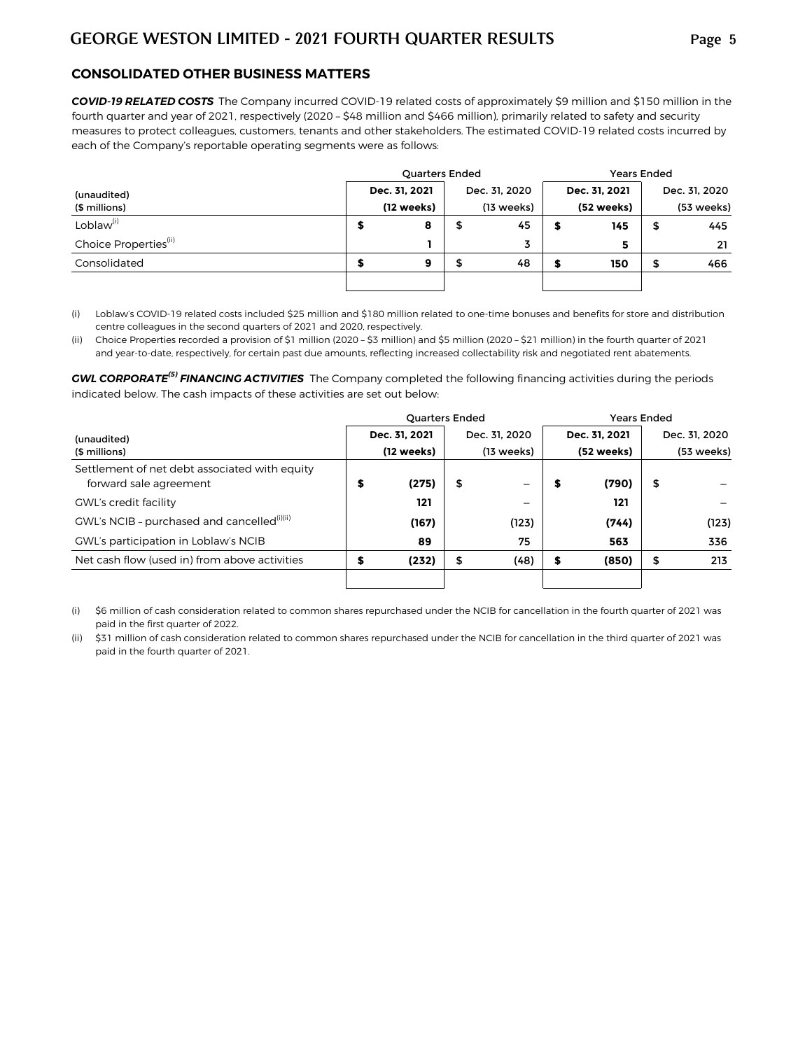## CONSOLIDATED OTHER BUSINESS MATTERS

***COVID-19 RELATED COSTS*** The Company incurred COVID-19 related costs of approximately \$9 million and \$150 million in the fourth quarter and year of 2021, respectively (2020 – \$48 million and \$466 million), primarily related to safety and security measures to protect colleagues, customers, tenants and other stakeholders. The estimated COVID-19 related costs incurred by each of the Company's reportable operating segments were as follows:

| (unaudited) ($ millions) | Quarters Ended Dec. 31, 2021 (12 weeks) | Quarters Ended Dec. 31, 2020 (13 weeks) | Years Ended Dec. 31, 2021 (52 weeks) | Years Ended Dec. 31, 2020 (53 weeks) |
|---|---|---|---|---|
| Loblaw[(i)] | **\$ 8** | \$ 45 | **\$ 145** | \$ 445 |
| Choice Properties[(ii)] | **1** | 3 | **5** | 21 |
| Consolidated | **\$ 9** | \$ 48 | **\$ 150** | \$ 466 |

(i) Loblaw's COVID-19 related costs included \$25 million and \$180 million related to one-time bonuses and benefits for store and distribution centre colleagues in the second quarters of 2021 and 2020, respectively.

(ii) Choice Properties recorded a provision of \$1 million (2020 – \$3 million) and \$5 million (2020 – \$21 million) in the fourth quarter of 2021 and year-to-date, respectively, for certain past due amounts, reflecting increased collectability risk and negotiated rent abatements.

***GWL CORPORATE[(5)] FINANCING ACTIVITIES*** The Company completed the following financing activities during the periods indicated below. The cash impacts of these activities are set out below:

| (unaudited) ($ millions) | Quarters Ended Dec. 31, 2021 (12 weeks) | Quarters Ended Dec. 31, 2020 (13 weeks) | Years Ended Dec. 31, 2021 (52 weeks) | Years Ended Dec. 31, 2020 (53 weeks) |
|---|---|---|---|---|
| Settlement of net debt associated with equity forward sale agreement | **\$ (275)** | \$ – | **\$ (790)** | \$ – |
| GWL's credit facility | **121** | – | **121** | – |
| GWL's NCIB – purchased and cancelled[(i)(ii)] | **(167)** | (123) | **(744)** | (123) |
| GWL's participation in Loblaw's NCIB | **89** | 75 | **563** | 336 |
| Net cash flow (used in) from above activities | **\$ (232)** | \$ (48) | **\$ (850)** | \$ 213 |

(i) \$6 million of cash consideration related to common shares repurchased under the NCIB for cancellation in the fourth quarter of 2021 was paid in the first quarter of 2022.

(ii) \$31 million of cash consideration related to common shares repurchased under the NCIB for cancellation in the third quarter of 2021 was paid in the fourth quarter of 2021.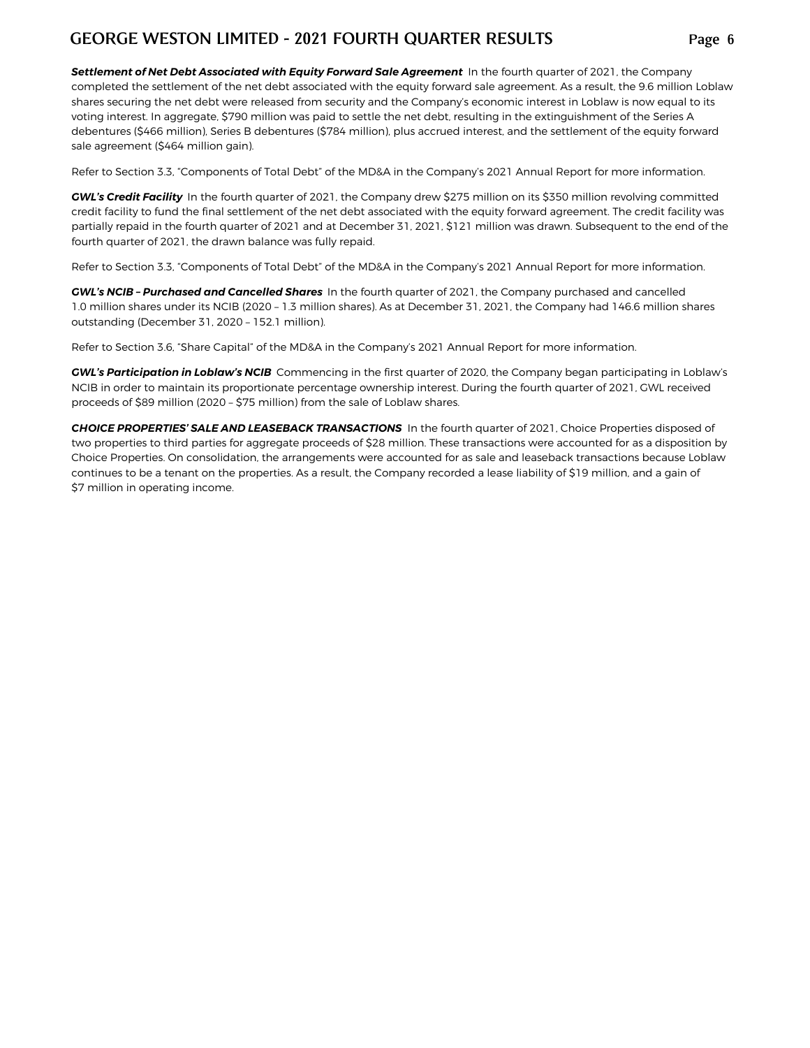***Settlement of Net Debt Associated with Equity Forward Sale Agreement*** In the fourth quarter of 2021, the Company completed the settlement of the net debt associated with the equity forward sale agreement. As a result, the 9.6 million Loblaw shares securing the net debt were released from security and the Company's economic interest in Loblaw is now equal to its voting interest. In aggregate, $790 million was paid to settle the net debt, resulting in the extinguishment of the Series A debentures ($466 million), Series B debentures ($784 million), plus accrued interest, and the settlement of the equity forward sale agreement ($464 million gain).

Refer to Section 3.3, "Components of Total Debt" of the MD&A in the Company's 2021 Annual Report for more information.

***GWL's Credit Facility*** In the fourth quarter of 2021, the Company drew $275 million on its $350 million revolving committed credit facility to fund the final settlement of the net debt associated with the equity forward agreement. The credit facility was partially repaid in the fourth quarter of 2021 and at December 31, 2021, $121 million was drawn. Subsequent to the end of the fourth quarter of 2021, the drawn balance was fully repaid.

Refer to Section 3.3, "Components of Total Debt" of the MD&A in the Company's 2021 Annual Report for more information.

***GWL's NCIB – Purchased and Cancelled Shares*** In the fourth quarter of 2021, the Company purchased and cancelled 1.0 million shares under its NCIB (2020 – 1.3 million shares). As at December 31, 2021, the Company had 146.6 million shares outstanding (December 31, 2020 – 152.1 million).

Refer to Section 3.6, "Share Capital" of the MD&A in the Company's 2021 Annual Report for more information.

***GWL's Participation in Loblaw's NCIB*** Commencing in the first quarter of 2020, the Company began participating in Loblaw's NCIB in order to maintain its proportionate percentage ownership interest. During the fourth quarter of 2021, GWL received proceeds of $89 million (2020 – $75 million) from the sale of Loblaw shares.

***CHOICE PROPERTIES' SALE AND LEASEBACK TRANSACTIONS*** In the fourth quarter of 2021, Choice Properties disposed of two properties to third parties for aggregate proceeds of $28 million. These transactions were accounted for as a disposition by Choice Properties. On consolidation, the arrangements were accounted for as sale and leaseback transactions because Loblaw continues to be a tenant on the properties. As a result, the Company recorded a lease liability of $19 million, and a gain of $7 million in operating income.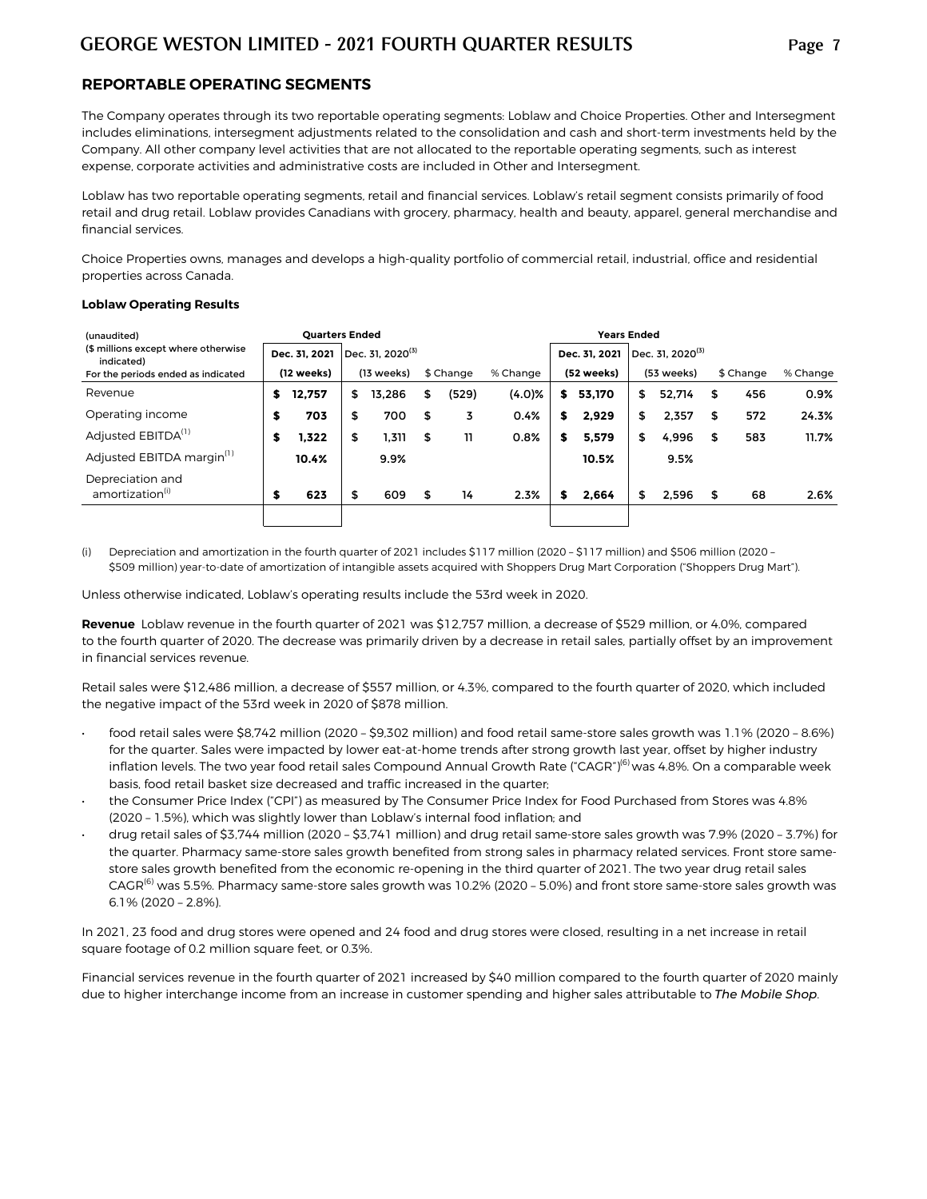## REPORTABLE OPERATING SEGMENTS

The Company operates through its two reportable operating segments: Loblaw and Choice Properties. Other and Intersegment includes eliminations, intersegment adjustments related to the consolidation and cash and short-term investments held by the Company. All other company level activities that are not allocated to the reportable operating segments, such as interest expense, corporate activities and administrative costs are included in Other and Intersegment.

Loblaw has two reportable operating segments, retail and financial services. Loblaw's retail segment consists primarily of food retail and drug retail. Loblaw provides Canadians with grocery, pharmacy, health and beauty, apparel, general merchandise and financial services.

Choice Properties owns, manages and develops a high-quality portfolio of commercial retail, industrial, office and residential properties across Canada.

**Loblaw Operating Results**

| (unaudited) ($ millions except where otherwise indicated) | Quarters Ended | | | | Years Ended | | | |
|---|---|---|---|---|---|---|---|---|
| For the periods ended as indicated | Dec. 31, 2021 (12 weeks) | Dec. 31, 2020[3] (13 weeks) | $ Change | % Change | Dec. 31, 2021 (52 weeks) | Dec. 31, 2020[3] (53 weeks) | $ Change | % Change |
| Revenue | $ 12,757 | $ 13,286 | $ (529) | (4.0)% | $ 53,170 | $ 52,714 | $ 456 | 0.9% |
| Operating income | $ 703 | $ 700 | $ 3 | 0.4% | $ 2,929 | $ 2,357 | $ 572 | 24.3% |
| Adjusted EBITDA[1] | $ 1,322 | $ 1,311 | $ 11 | 0.8% | $ 5,579 | $ 4,996 | $ 583 | 11.7% |
| Adjusted EBITDA margin[1] | 10.4% | 9.9% | | | 10.5% | 9.5% | | |
| Depreciation and amortization[i] | $ 623 | $ 609 | $ 14 | 2.3% | $ 2,664 | $ 2,596 | $ 68 | 2.6% |

(i) Depreciation and amortization in the fourth quarter of 2021 includes $117 million (2020 – $117 million) and $506 million (2020 – $509 million) year-to-date of amortization of intangible assets acquired with Shoppers Drug Mart Corporation ("Shoppers Drug Mart").

Unless otherwise indicated, Loblaw's operating results include the 53rd week in 2020.

**Revenue** Loblaw revenue in the fourth quarter of 2021 was $12,757 million, a decrease of $529 million, or 4.0%, compared to the fourth quarter of 2020. The decrease was primarily driven by a decrease in retail sales, partially offset by an improvement in financial services revenue.

Retail sales were $12,486 million, a decrease of $557 million, or 4.3%, compared to the fourth quarter of 2020, which included the negative impact of the 53rd week in 2020 of $878 million.

- food retail sales were $8,742 million (2020 – $9,302 million) and food retail same-store sales growth was 1.1% (2020 – 8.6%) for the quarter. Sales were impacted by lower eat-at-home trends after strong growth last year, offset by higher industry inflation levels. The two year food retail sales Compound Annual Growth Rate ("CAGR")[6] was 4.8%. On a comparable week basis, food retail basket size decreased and traffic increased in the quarter;
- the Consumer Price Index ("CPI") as measured by The Consumer Price Index for Food Purchased from Stores was 4.8% (2020 – 1.5%), which was slightly lower than Loblaw's internal food inflation; and
- drug retail sales of $3,744 million (2020 – $3,741 million) and drug retail same-store sales growth was 7.9% (2020 – 3.7%) for the quarter. Pharmacy same-store sales growth benefited from strong sales in pharmacy related services. Front store same-store sales growth benefited from the economic re-opening in the third quarter of 2021. The two year drug retail sales CAGR[6] was 5.5%. Pharmacy same-store sales growth was 10.2% (2020 – 5.0%) and front store same-store sales growth was 6.1% (2020 – 2.8%).

In 2021, 23 food and drug stores were opened and 24 food and drug stores were closed, resulting in a net increase in retail square footage of 0.2 million square feet, or 0.3%.

Financial services revenue in the fourth quarter of 2021 increased by $40 million compared to the fourth quarter of 2020 mainly due to higher interchange income from an increase in customer spending and higher sales attributable to *The Mobile Shop*.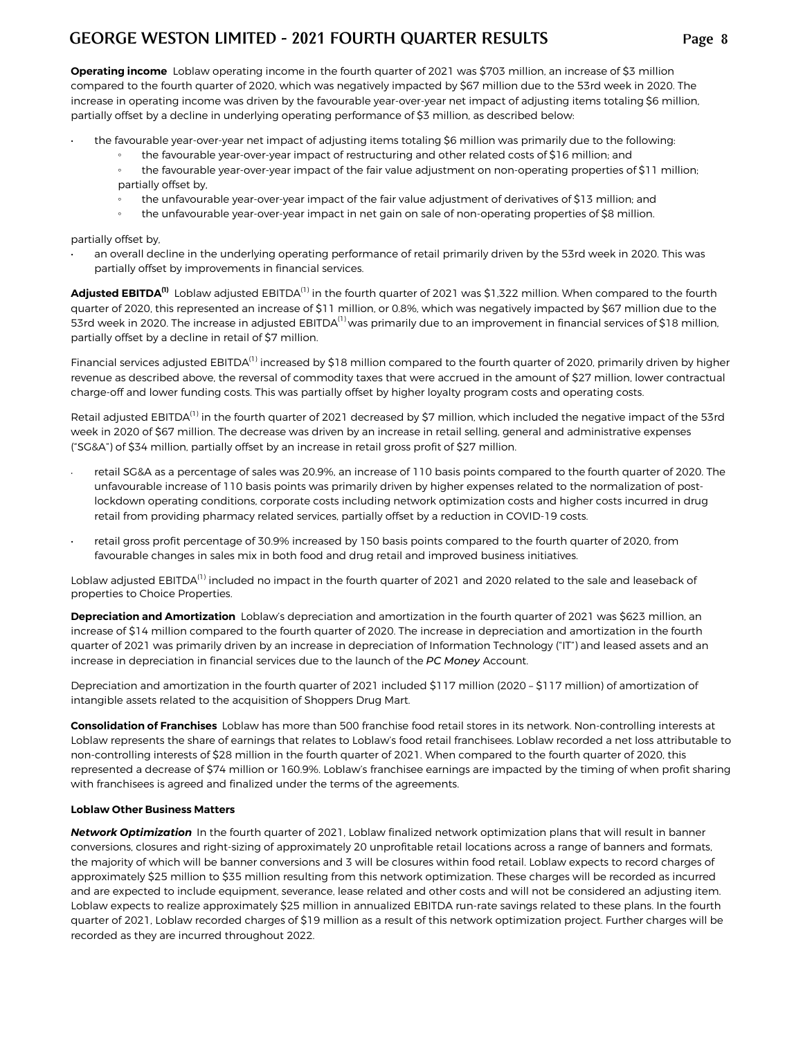**Operating income** Loblaw operating income in the fourth quarter of 2021 was $703 million, an increase of $3 million compared to the fourth quarter of 2020, which was negatively impacted by $67 million due to the 53rd week in 2020. The increase in operating income was driven by the favourable year-over-year net impact of adjusting items totaling $6 million, partially offset by a decline in underlying operating performance of $3 million, as described below:

- the favourable year-over-year net impact of adjusting items totaling $6 million was primarily due to the following:
  - the favourable year-over-year impact of restructuring and other related costs of $16 million; and
  - the favourable year-over-year impact of the fair value adjustment on non-operating properties of $11 million;

  partially offset by,
  - the unfavourable year-over-year impact of the fair value adjustment of derivatives of $13 million; and
  - the unfavourable year-over-year impact in net gain on sale of non-operating properties of $8 million.

partially offset by,

- an overall decline in the underlying operating performance of retail primarily driven by the 53rd week in 2020. This was partially offset by improvements in financial services.

**Adjusted EBITDA[(1)]** Loblaw adjusted EBITDA[(1)] in the fourth quarter of 2021 was $1,322 million. When compared to the fourth quarter of 2020, this represented an increase of $11 million, or 0.8%, which was negatively impacted by $67 million due to the 53rd week in 2020. The increase in adjusted EBITDA[(1)] was primarily due to an improvement in financial services of $18 million, partially offset by a decline in retail of $7 million.

Financial services adjusted EBITDA[(1)] increased by $18 million compared to the fourth quarter of 2020, primarily driven by higher revenue as described above, the reversal of commodity taxes that were accrued in the amount of $27 million, lower contractual charge-off and lower funding costs. This was partially offset by higher loyalty program costs and operating costs.

Retail adjusted EBITDA[(1)] in the fourth quarter of 2021 decreased by $7 million, which included the negative impact of the 53rd week in 2020 of $67 million. The decrease was driven by an increase in retail selling, general and administrative expenses ("SG&A") of $34 million, partially offset by an increase in retail gross profit of $27 million.

- retail SG&A as a percentage of sales was 20.9%, an increase of 110 basis points compared to the fourth quarter of 2020. The unfavourable increase of 110 basis points was primarily driven by higher expenses related to the normalization of post-lockdown operating conditions, corporate costs including network optimization costs and higher costs incurred in drug retail from providing pharmacy related services, partially offset by a reduction in COVID-19 costs.
- retail gross profit percentage of 30.9% increased by 150 basis points compared to the fourth quarter of 2020, from favourable changes in sales mix in both food and drug retail and improved business initiatives.

Loblaw adjusted EBITDA[(1)] included no impact in the fourth quarter of 2021 and 2020 related to the sale and leaseback of properties to Choice Properties.

**Depreciation and Amortization** Loblaw's depreciation and amortization in the fourth quarter of 2021 was $623 million, an increase of $14 million compared to the fourth quarter of 2020. The increase in depreciation and amortization in the fourth quarter of 2021 was primarily driven by an increase in depreciation of Information Technology ("IT") and leased assets and an increase in depreciation in financial services due to the launch of the *PC Money* Account.

Depreciation and amortization in the fourth quarter of 2021 included $117 million (2020 – $117 million) of amortization of intangible assets related to the acquisition of Shoppers Drug Mart.

**Consolidation of Franchises** Loblaw has more than 500 franchise food retail stores in its network. Non-controlling interests at Loblaw represents the share of earnings that relates to Loblaw's food retail franchisees. Loblaw recorded a net loss attributable to non-controlling interests of $28 million in the fourth quarter of 2021. When compared to the fourth quarter of 2020, this represented a decrease of $74 million or 160.9%. Loblaw's franchisee earnings are impacted by the timing of when profit sharing with franchisees is agreed and finalized under the terms of the agreements.

**Loblaw Other Business Matters**

***Network Optimization*** In the fourth quarter of 2021, Loblaw finalized network optimization plans that will result in banner conversions, closures and right-sizing of approximately 20 unprofitable retail locations across a range of banners and formats, the majority of which will be banner conversions and 3 will be closures within food retail. Loblaw expects to record charges of approximately $25 million to $35 million resulting from this network optimization. These charges will be recorded as incurred and are expected to include equipment, severance, lease related and other costs and will not be considered an adjusting item. Loblaw expects to realize approximately $25 million in annualized EBITDA run-rate savings related to these plans. In the fourth quarter of 2021, Loblaw recorded charges of $19 million as a result of this network optimization project. Further charges will be recorded as they are incurred throughout 2022.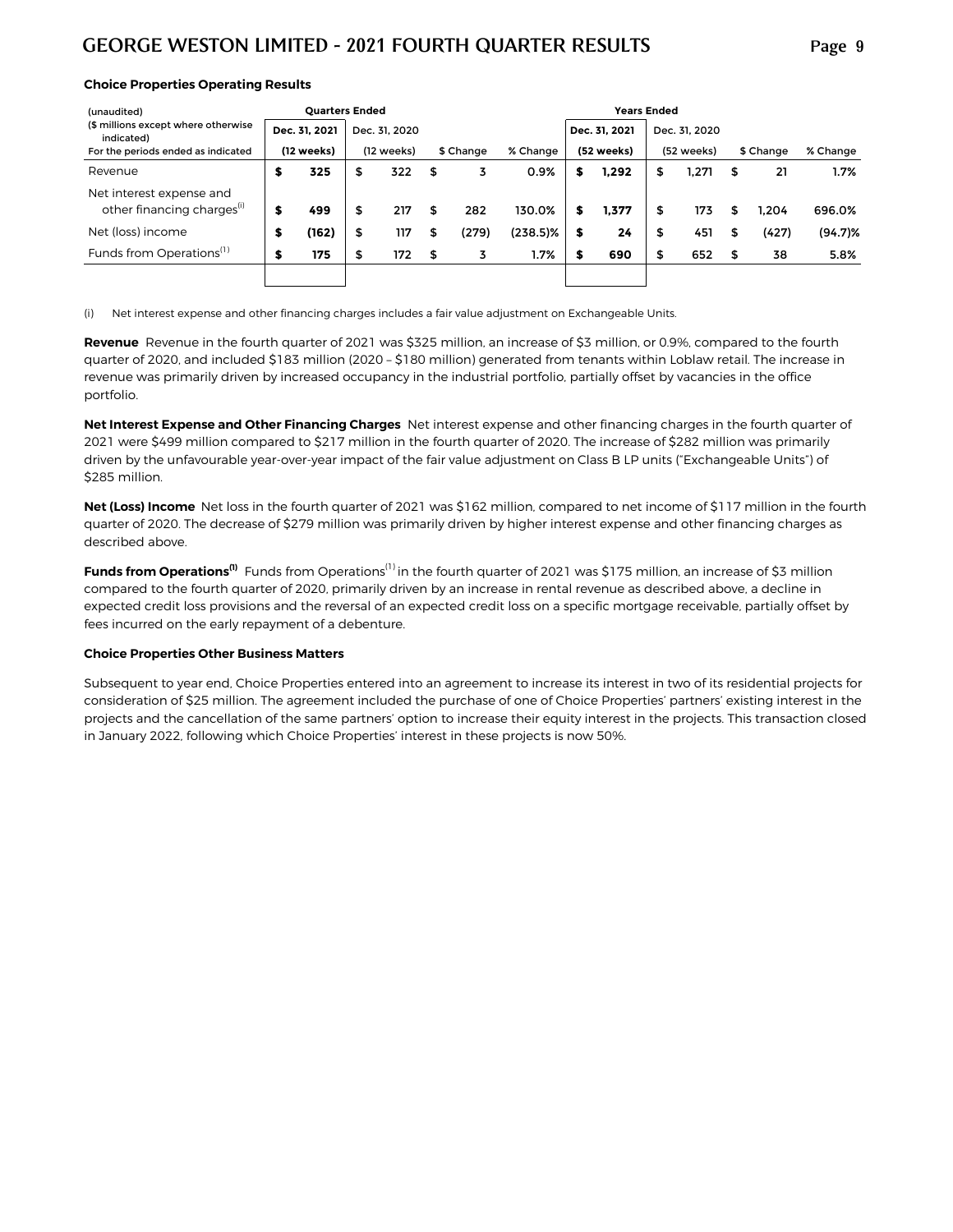### Choice Properties Operating Results

| (unaudited)<br>($ millions except where otherwise indicated)<br>For the periods ended as indicated | Quarters Ended<br>Dec. 31, 2021<br>(12 weeks) | Dec. 31, 2020<br>(12 weeks) | $ Change | % Change | Years Ended<br>Dec. 31, 2021<br>(52 weeks) | Dec. 31, 2020<br>(52 weeks) | $ Change | % Change |
|---|---|---|---|---|---|---|---|---|
| Revenue | **$ 325** | $ 322 | $ 3 | **0.9%** | **$ 1,292** | $ 1,271 | $ 21 | **1.7%** |
| Net interest expense and other financing charges(i) | **$ 499** | $ 217 | $ 282 | **130.0%** | **$ 1,377** | $ 173 | $ 1,204 | **696.0%** |
| Net (loss) income | **$ (162)** | $ 117 | $ (279) | **(238.5)%** | **$ 24** | $ 451 | $ (427) | **(94.7)%** |
| Funds from Operations(1) | **$ 175** | $ 172 | $ 3 | **1.7%** | **$ 690** | $ 652 | $ 38 | **5.8%** |

(i) Net interest expense and other financing charges includes a fair value adjustment on Exchangeable Units.

**Revenue** Revenue in the fourth quarter of 2021 was $325 million, an increase of $3 million, or 0.9%, compared to the fourth quarter of 2020, and included $183 million (2020 – $180 million) generated from tenants within Loblaw retail. The increase in revenue was primarily driven by increased occupancy in the industrial portfolio, partially offset by vacancies in the office portfolio.

**Net Interest Expense and Other Financing Charges** Net interest expense and other financing charges in the fourth quarter of 2021 were $499 million compared to $217 million in the fourth quarter of 2020. The increase of $282 million was primarily driven by the unfavourable year-over-year impact of the fair value adjustment on Class B LP units ("Exchangeable Units") of $285 million.

**Net (Loss) Income** Net loss in the fourth quarter of 2021 was $162 million, compared to net income of $117 million in the fourth quarter of 2020. The decrease of $279 million was primarily driven by higher interest expense and other financing charges as described above.

**Funds from Operations(1)** Funds from Operations(1) in the fourth quarter of 2021 was $175 million, an increase of $3 million compared to the fourth quarter of 2020, primarily driven by an increase in rental revenue as described above, a decline in expected credit loss provisions and the reversal of an expected credit loss on a specific mortgage receivable, partially offset by fees incurred on the early repayment of a debenture.

### Choice Properties Other Business Matters

Subsequent to year end, Choice Properties entered into an agreement to increase its interest in two of its residential projects for consideration of $25 million. The agreement included the purchase of one of Choice Properties' partners' existing interest in the projects and the cancellation of the same partners' option to increase their equity interest in the projects. This transaction closed in January 2022, following which Choice Properties' interest in these projects is now 50%.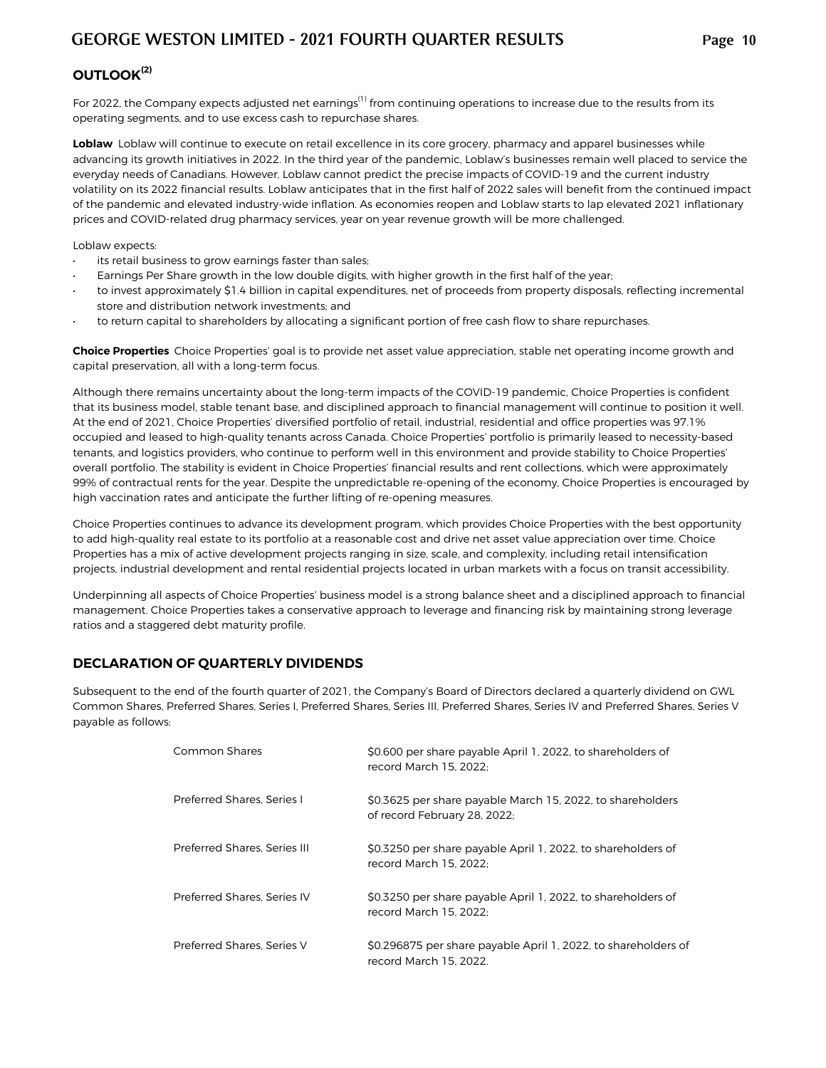## OUTLOOK[2]

For 2022, the Company expects adjusted net earnings[1] from continuing operations to increase due to the results from its operating segments, and to use excess cash to repurchase shares.

**Loblaw** Loblaw will continue to execute on retail excellence in its core grocery, pharmacy and apparel businesses while advancing its growth initiatives in 2022. In the third year of the pandemic, Loblaw's businesses remain well placed to service the everyday needs of Canadians. However, Loblaw cannot predict the precise impacts of COVID-19 and the current industry volatility on its 2022 financial results. Loblaw anticipates that in the first half of 2022 sales will benefit from the continued impact of the pandemic and elevated industry-wide inflation. As economies reopen and Loblaw starts to lap elevated 2021 inflationary prices and COVID-related drug pharmacy services, year on year revenue growth will be more challenged.

Loblaw expects:

- its retail business to grow earnings faster than sales;
- Earnings Per Share growth in the low double digits, with higher growth in the first half of the year;
- to invest approximately $1.4 billion in capital expenditures, net of proceeds from property disposals, reflecting incremental store and distribution network investments; and
- to return capital to shareholders by allocating a significant portion of free cash flow to share repurchases.

**Choice Properties** Choice Properties' goal is to provide net asset value appreciation, stable net operating income growth and capital preservation, all with a long-term focus.

Although there remains uncertainty about the long-term impacts of the COVID-19 pandemic, Choice Properties is confident that its business model, stable tenant base, and disciplined approach to financial management will continue to position it well. At the end of 2021, Choice Properties' diversified portfolio of retail, industrial, residential and office properties was 97.1% occupied and leased to high-quality tenants across Canada. Choice Properties' portfolio is primarily leased to necessity-based tenants, and logistics providers, who continue to perform well in this environment and provide stability to Choice Properties' overall portfolio. The stability is evident in Choice Properties' financial results and rent collections, which were approximately 99% of contractual rents for the year. Despite the unpredictable re-opening of the economy, Choice Properties is encouraged by high vaccination rates and anticipate the further lifting of re-opening measures.

Choice Properties continues to advance its development program, which provides Choice Properties with the best opportunity to add high-quality real estate to its portfolio at a reasonable cost and drive net asset value appreciation over time. Choice Properties has a mix of active development projects ranging in size, scale, and complexity, including retail intensification projects, industrial development and rental residential projects located in urban markets with a focus on transit accessibility.

Underpinning all aspects of Choice Properties' business model is a strong balance sheet and a disciplined approach to financial management. Choice Properties takes a conservative approach to leverage and financing risk by maintaining strong leverage ratios and a staggered debt maturity profile.

## DECLARATION OF QUARTERLY DIVIDENDS

Subsequent to the end of the fourth quarter of 2021, the Company's Board of Directors declared a quarterly dividend on GWL Common Shares, Preferred Shares, Series I, Preferred Shares, Series III, Preferred Shares, Series IV and Preferred Shares, Series V payable as follows:

| | |
|---|---|
| Common Shares | $0.600 per share payable April 1, 2022, to shareholders of record March 15, 2022; |
| Preferred Shares, Series I | $0.3625 per share payable March 15, 2022, to shareholders of record February 28, 2022; |
| Preferred Shares, Series III | $0.3250 per share payable April 1, 2022, to shareholders of record March 15, 2022; |
| Preferred Shares, Series IV | $0.3250 per share payable April 1, 2022, to shareholders of record March 15, 2022; |
| Preferred Shares, Series V | $0.296875 per share payable April 1, 2022, to shareholders of record March 15, 2022. |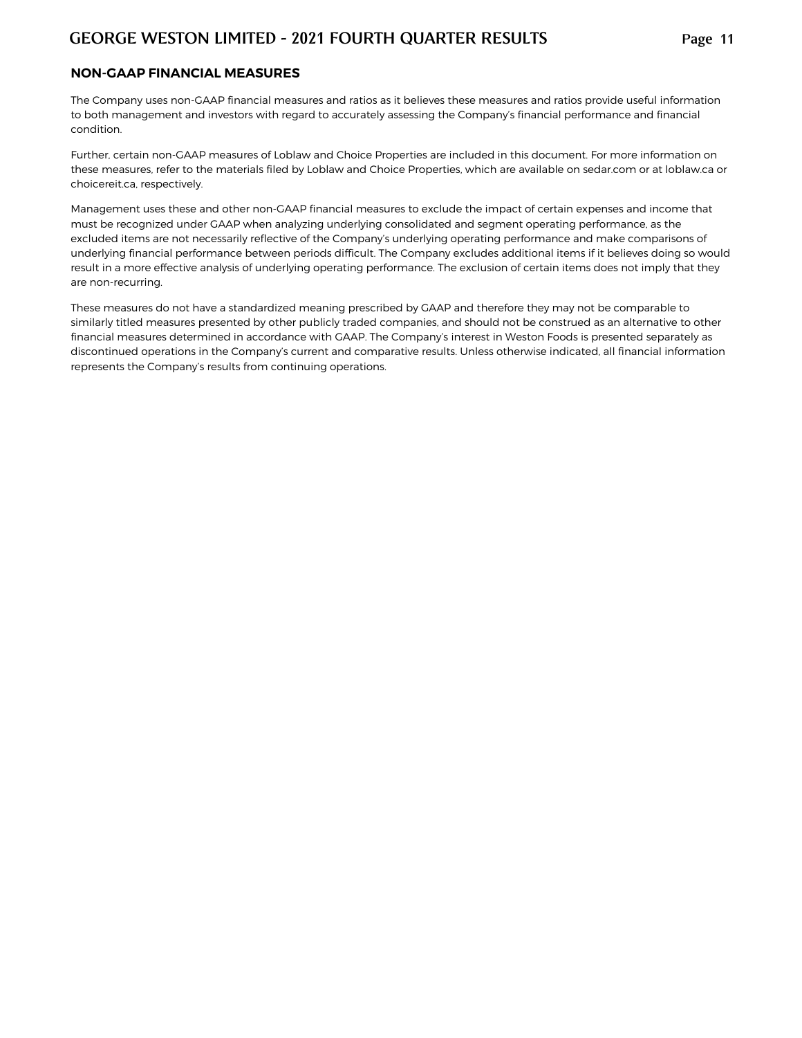## NON-GAAP FINANCIAL MEASURES

The Company uses non-GAAP financial measures and ratios as it believes these measures and ratios provide useful information to both management and investors with regard to accurately assessing the Company's financial performance and financial condition.

Further, certain non-GAAP measures of Loblaw and Choice Properties are included in this document. For more information on these measures, refer to the materials filed by Loblaw and Choice Properties, which are available on sedar.com or at loblaw.ca or choicereit.ca, respectively.

Management uses these and other non-GAAP financial measures to exclude the impact of certain expenses and income that must be recognized under GAAP when analyzing underlying consolidated and segment operating performance, as the excluded items are not necessarily reflective of the Company's underlying operating performance and make comparisons of underlying financial performance between periods difficult. The Company excludes additional items if it believes doing so would result in a more effective analysis of underlying operating performance. The exclusion of certain items does not imply that they are non-recurring.

These measures do not have a standardized meaning prescribed by GAAP and therefore they may not be comparable to similarly titled measures presented by other publicly traded companies, and should not be construed as an alternative to other financial measures determined in accordance with GAAP. The Company's interest in Weston Foods is presented separately as discontinued operations in the Company's current and comparative results. Unless otherwise indicated, all financial information represents the Company's results from continuing operations.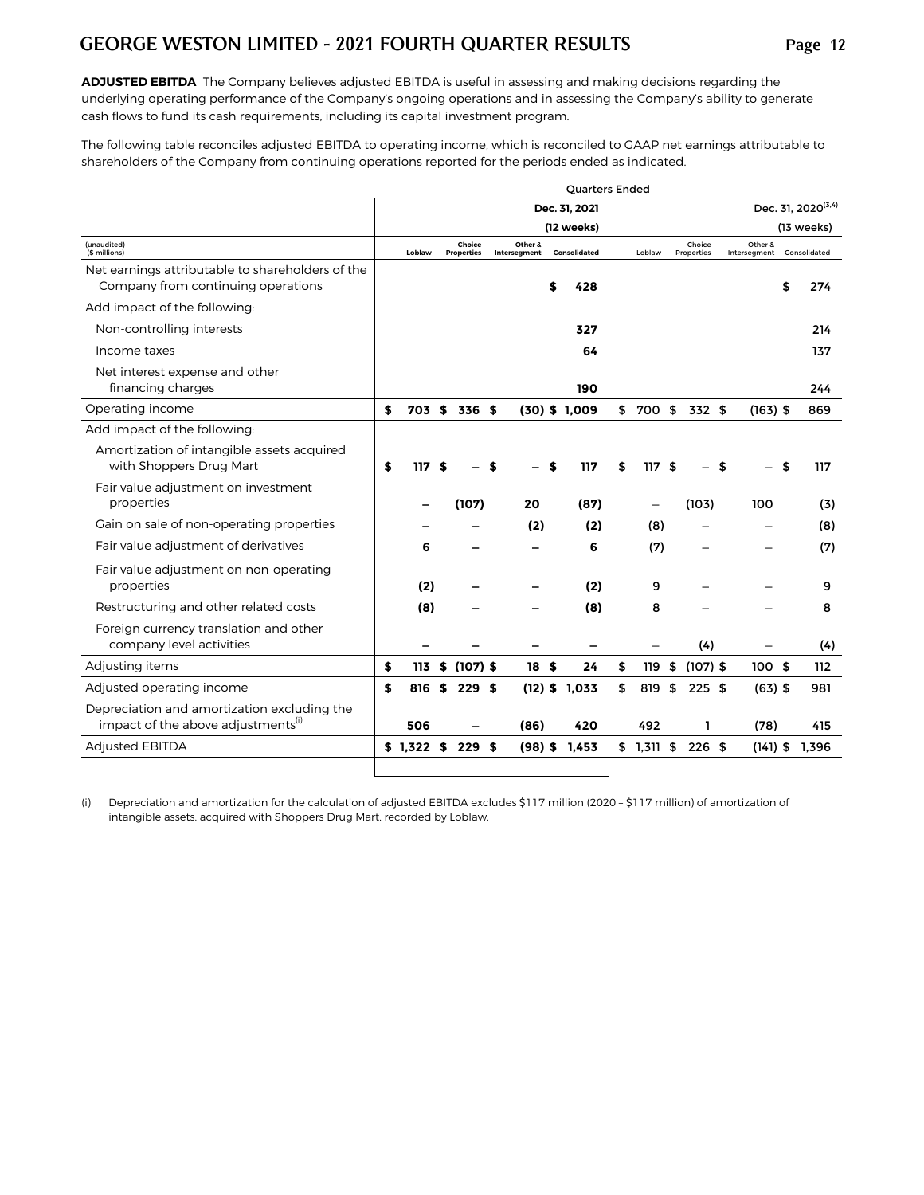**ADJUSTED EBITDA** The Company believes adjusted EBITDA is useful in assessing and making decisions regarding the underlying operating performance of the Company's ongoing operations and in assessing the Company's ability to generate cash flows to fund its cash requirements, including its capital investment program.

The following table reconciles adjusted EBITDA to operating income, which is reconciled to GAAP net earnings attributable to shareholders of the Company from continuing operations reported for the periods ended as indicated.

| | Quarters Ended | | | | | | | |
|---|---|---|---|---|---|---|---|---|
| | Dec. 31, 2021 (12 weeks) | | | | Dec. 31, 2020[3,4] (13 weeks) | | | |
| (unaudited) ($ millions) | Loblaw | Choice Properties | Other & Intersegment | Consolidated | Loblaw | Choice Properties | Other & Intersegment | Consolidated |
| Net earnings attributable to shareholders of the Company from continuing operations | | | | $ 428 | | | | $ 274 |
| Add impact of the following: | | | | | | | | |
| Non-controlling interests | | | | 327 | | | | 214 |
| Income taxes | | | | 64 | | | | 137 |
| Net interest expense and other financing charges | | | | 190 | | | | 244 |
| Operating income | $ 703 | $ 336 | $ (30) | $ 1,009 | $ 700 | $ 332 | $ (163) | $ 869 |
| Add impact of the following: | | | | | | | | |
| Amortization of intangible assets acquired with Shoppers Drug Mart | $ 117 | $ – | $ – | $ 117 | $ 117 | $ – | $ – | $ 117 |
| Fair value adjustment on investment properties | – | (107) | 20 | (87) | – | (103) | 100 | (3) |
| Gain on sale of non-operating properties | – | – | (2) | (2) | (8) | – | – | (8) |
| Fair value adjustment of derivatives | 6 | – | – | 6 | (7) | – | – | (7) |
| Fair value adjustment on non-operating properties | (2) | – | – | (2) | 9 | – | – | 9 |
| Restructuring and other related costs | (8) | – | – | (8) | 8 | – | – | 8 |
| Foreign currency translation and other company level activities | – | – | – | – | – | (4) | – | (4) |
| Adjusting items | $ 113 | $ (107) | $ 18 | $ 24 | $ 119 | $ (107) | $ 100 | $ 112 |
| Adjusted operating income | $ 816 | $ 229 | $ (12) | $ 1,033 | $ 819 | $ 225 | $ (63) | $ 981 |
| Depreciation and amortization excluding the impact of the above adjustments[(i)] | 506 | – | (86) | 420 | 492 | 1 | (78) | 415 |
| Adjusted EBITDA | $ 1,322 | $ 229 | $ (98) | $ 1,453 | $ 1,311 | $ 226 | $ (141) | $ 1,396 |

(i) Depreciation and amortization for the calculation of adjusted EBITDA excludes $117 million (2020 – $117 million) of amortization of intangible assets, acquired with Shoppers Drug Mart, recorded by Loblaw.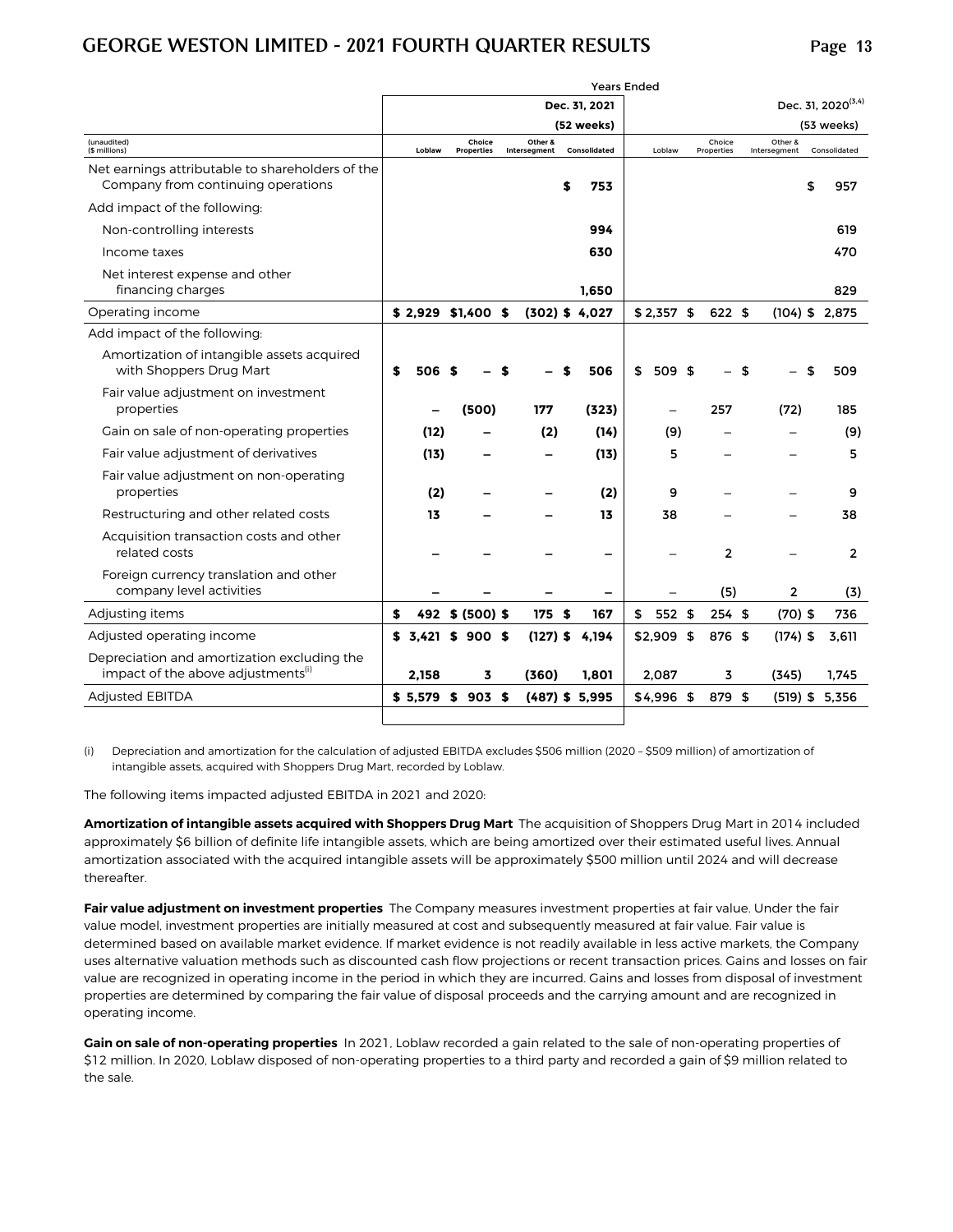| | Years Ended | | | | | | | |
|---|---|---|---|---|---|---|---|---|
| | | | | Dec. 31, 2021 (52 weeks) | | | | Dec. 31, 2020[3,4] (53 weeks) |
| (unaudited) ($ millions) | Loblaw | Choice Properties | Other & Intersegment | Consolidated | Loblaw | Choice Properties | Other & Intersegment | Consolidated |
| Net earnings attributable to shareholders of the Company from continuing operations | | | | $ 753 | | | | $ 957 |
| Add impact of the following: | | | | | | | | |
| Non-controlling interests | | | | 994 | | | | 619 |
| Income taxes | | | | 630 | | | | 470 |
| Net interest expense and other financing charges | | | | 1,650 | | | | 829 |
| Operating income | $ 2,929 | $ 1,400 | $ (302) | $ 4,027 | $ 2,357 | $ 622 | $ (104) | $ 2,875 |
| Add impact of the following: | | | | | | | | |
| Amortization of intangible assets acquired with Shoppers Drug Mart | $ 506 | $ – | $ – | $ 506 | $ 509 | $ – | $ – | $ 509 |
| Fair value adjustment on investment properties | – | (500) | 177 | (323) | – | 257 | (72) | 185 |
| Gain on sale of non-operating properties | (12) | – | (2) | (14) | (9) | – | – | (9) |
| Fair value adjustment of derivatives | (13) | – | – | (13) | 5 | – | – | 5 |
| Fair value adjustment on non-operating properties | (2) | – | – | (2) | 9 | – | – | 9 |
| Restructuring and other related costs | 13 | – | – | 13 | 38 | – | – | 38 |
| Acquisition transaction costs and other related costs | – | – | – | – | – | 2 | – | 2 |
| Foreign currency translation and other company level activities | – | – | – | – | – | (5) | 2 | (3) |
| Adjusting items | $ 492 | $ (500) | $ 175 | $ 167 | $ 552 | $ 254 | $ (70) | $ 736 |
| Adjusted operating income | $ 3,421 | $ 900 | $ (127) | $ 4,194 | $ 2,909 | $ 876 | $ (174) | $ 3,611 |
| Depreciation and amortization excluding the impact of the above adjustments[i] | 2,158 | 3 | (360) | 1,801 | 2,087 | 3 | (345) | 1,745 |
| Adjusted EBITDA | $ 5,579 | $ 903 | $ (487) | $ 5,995 | $ 4,996 | $ 879 | $ (519) | $ 5,356 |

(i) Depreciation and amortization for the calculation of adjusted EBITDA excludes $506 million (2020 – $509 million) of amortization of intangible assets, acquired with Shoppers Drug Mart, recorded by Loblaw.

The following items impacted adjusted EBITDA in 2021 and 2020:

**Amortization of intangible assets acquired with Shoppers Drug Mart** The acquisition of Shoppers Drug Mart in 2014 included approximately $6 billion of definite life intangible assets, which are being amortized over their estimated useful lives. Annual amortization associated with the acquired intangible assets will be approximately $500 million until 2024 and will decrease thereafter.

**Fair value adjustment on investment properties** The Company measures investment properties at fair value. Under the fair value model, investment properties are initially measured at cost and subsequently measured at fair value. Fair value is determined based on available market evidence. If market evidence is not readily available in less active markets, the Company uses alternative valuation methods such as discounted cash flow projections or recent transaction prices. Gains and losses on fair value are recognized in operating income in the period in which they are incurred. Gains and losses from disposal of investment properties are determined by comparing the fair value of disposal proceeds and the carrying amount and are recognized in operating income.

**Gain on sale of non-operating properties** In 2021, Loblaw recorded a gain related to the sale of non-operating properties of $12 million. In 2020, Loblaw disposed of non-operating properties to a third party and recorded a gain of $9 million related to the sale.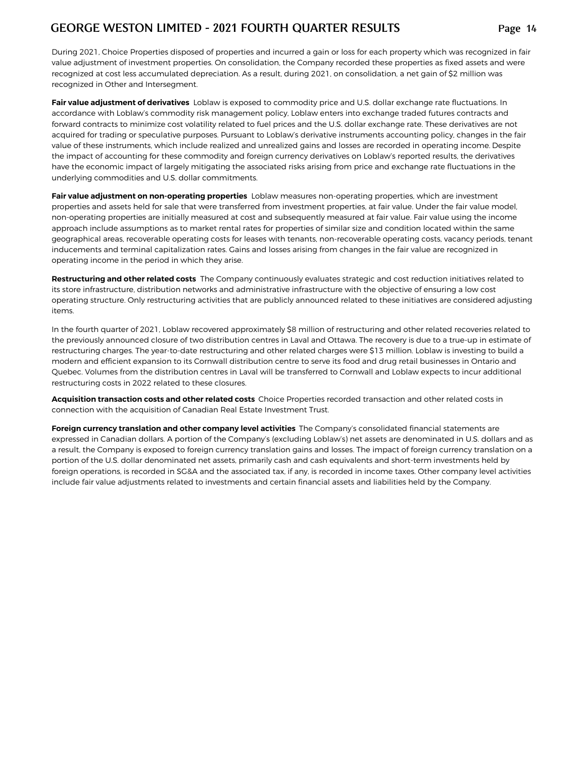During 2021, Choice Properties disposed of properties and incurred a gain or loss for each property which was recognized in fair value adjustment of investment properties. On consolidation, the Company recorded these properties as fixed assets and were recognized at cost less accumulated depreciation. As a result, during 2021, on consolidation, a net gain of $2 million was recognized in Other and Intersegment.

**Fair value adjustment of derivatives** Loblaw is exposed to commodity price and U.S. dollar exchange rate fluctuations. In accordance with Loblaw's commodity risk management policy, Loblaw enters into exchange traded futures contracts and forward contracts to minimize cost volatility related to fuel prices and the U.S. dollar exchange rate. These derivatives are not acquired for trading or speculative purposes. Pursuant to Loblaw's derivative instruments accounting policy, changes in the fair value of these instruments, which include realized and unrealized gains and losses are recorded in operating income. Despite the impact of accounting for these commodity and foreign currency derivatives on Loblaw's reported results, the derivatives have the economic impact of largely mitigating the associated risks arising from price and exchange rate fluctuations in the underlying commodities and U.S. dollar commitments.

**Fair value adjustment on non-operating properties** Loblaw measures non-operating properties, which are investment properties and assets held for sale that were transferred from investment properties, at fair value. Under the fair value model, non-operating properties are initially measured at cost and subsequently measured at fair value. Fair value using the income approach include assumptions as to market rental rates for properties of similar size and condition located within the same geographical areas, recoverable operating costs for leases with tenants, non-recoverable operating costs, vacancy periods, tenant inducements and terminal capitalization rates. Gains and losses arising from changes in the fair value are recognized in operating income in the period in which they arise.

**Restructuring and other related costs** The Company continuously evaluates strategic and cost reduction initiatives related to its store infrastructure, distribution networks and administrative infrastructure with the objective of ensuring a low cost operating structure. Only restructuring activities that are publicly announced related to these initiatives are considered adjusting items.

In the fourth quarter of 2021, Loblaw recovered approximately $8 million of restructuring and other related recoveries related to the previously announced closure of two distribution centres in Laval and Ottawa. The recovery is due to a true-up in estimate of restructuring charges. The year-to-date restructuring and other related charges were $13 million. Loblaw is investing to build a modern and efficient expansion to its Cornwall distribution centre to serve its food and drug retail businesses in Ontario and Quebec. Volumes from the distribution centres in Laval will be transferred to Cornwall and Loblaw expects to incur additional restructuring costs in 2022 related to these closures.

**Acquisition transaction costs and other related costs** Choice Properties recorded transaction and other related costs in connection with the acquisition of Canadian Real Estate Investment Trust.

**Foreign currency translation and other company level activities** The Company's consolidated financial statements are expressed in Canadian dollars. A portion of the Company's (excluding Loblaw's) net assets are denominated in U.S. dollars and as a result, the Company is exposed to foreign currency translation gains and losses. The impact of foreign currency translation on a portion of the U.S. dollar denominated net assets, primarily cash and cash equivalents and short-term investments held by foreign operations, is recorded in SG&A and the associated tax, if any, is recorded in income taxes. Other company level activities include fair value adjustments related to investments and certain financial assets and liabilities held by the Company.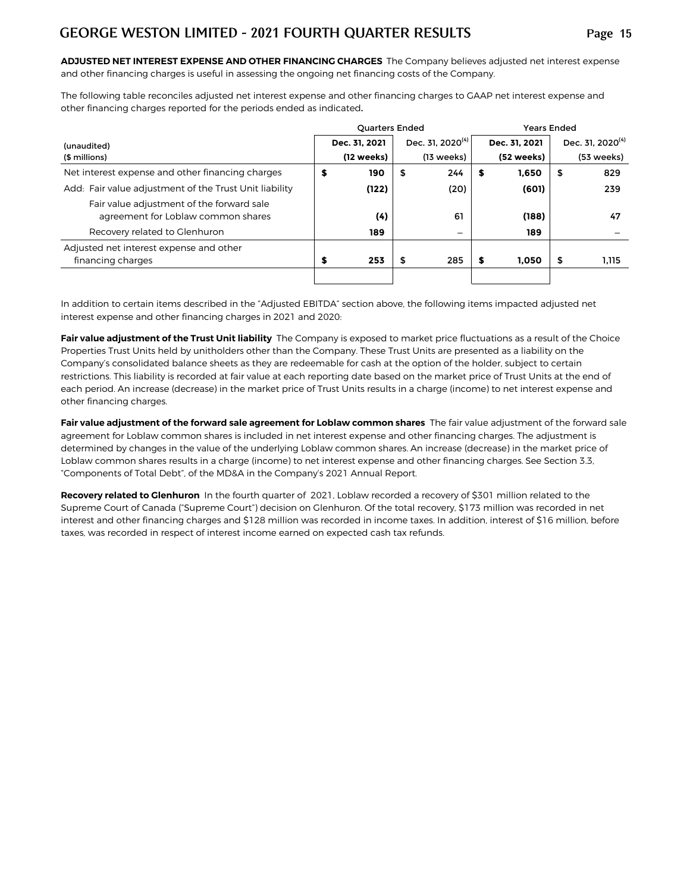**ADJUSTED NET INTEREST EXPENSE AND OTHER FINANCING CHARGES** The Company believes adjusted net interest expense and other financing charges is useful in assessing the ongoing net financing costs of the Company.

The following table reconciles adjusted net interest expense and other financing charges to GAAP net interest expense and other financing charges reported for the periods ended as indicated.

| (unaudited) ($ millions) | Quarters Ended Dec. 31, 2021 (12 weeks) | Quarters Ended Dec. 31, 2020[(4)] (13 weeks) | Years Ended Dec. 31, 2021 (52 weeks) | Years Ended Dec. 31, 2020[(4)] (53 weeks) |
|---|---|---|---|---|
| Net interest expense and other financing charges | **$ 190** | $ 244 | **$ 1,650** | $ 829 |
| Add: Fair value adjustment of the Trust Unit liability | **(122)** | (20) | **(601)** | 239 |
| Fair value adjustment of the forward sale agreement for Loblaw common shares | **(4)** | 61 | **(188)** | 47 |
| Recovery related to Glenhuron | **189** | – | **189** | – |
| Adjusted net interest expense and other financing charges | **$ 253** | $ 285 | **$ 1,050** | $ 1,115 |

In addition to certain items described in the "Adjusted EBITDA" section above, the following items impacted adjusted net interest expense and other financing charges in 2021 and 2020:

**Fair value adjustment of the Trust Unit liability** The Company is exposed to market price fluctuations as a result of the Choice Properties Trust Units held by unitholders other than the Company. These Trust Units are presented as a liability on the Company's consolidated balance sheets as they are redeemable for cash at the option of the holder, subject to certain restrictions. This liability is recorded at fair value at each reporting date based on the market price of Trust Units at the end of each period. An increase (decrease) in the market price of Trust Units results in a charge (income) to net interest expense and other financing charges.

**Fair value adjustment of the forward sale agreement for Loblaw common shares** The fair value adjustment of the forward sale agreement for Loblaw common shares is included in net interest expense and other financing charges. The adjustment is determined by changes in the value of the underlying Loblaw common shares. An increase (decrease) in the market price of Loblaw common shares results in a charge (income) to net interest expense and other financing charges. See Section 3.3, "Components of Total Debt", of the MD&A in the Company's 2021 Annual Report.

**Recovery related to Glenhuron** In the fourth quarter of 2021, Loblaw recorded a recovery of $301 million related to the Supreme Court of Canada ("Supreme Court") decision on Glenhuron. Of the total recovery, $173 million was recorded in net interest and other financing charges and $128 million was recorded in income taxes. In addition, interest of $16 million, before taxes, was recorded in respect of interest income earned on expected cash tax refunds.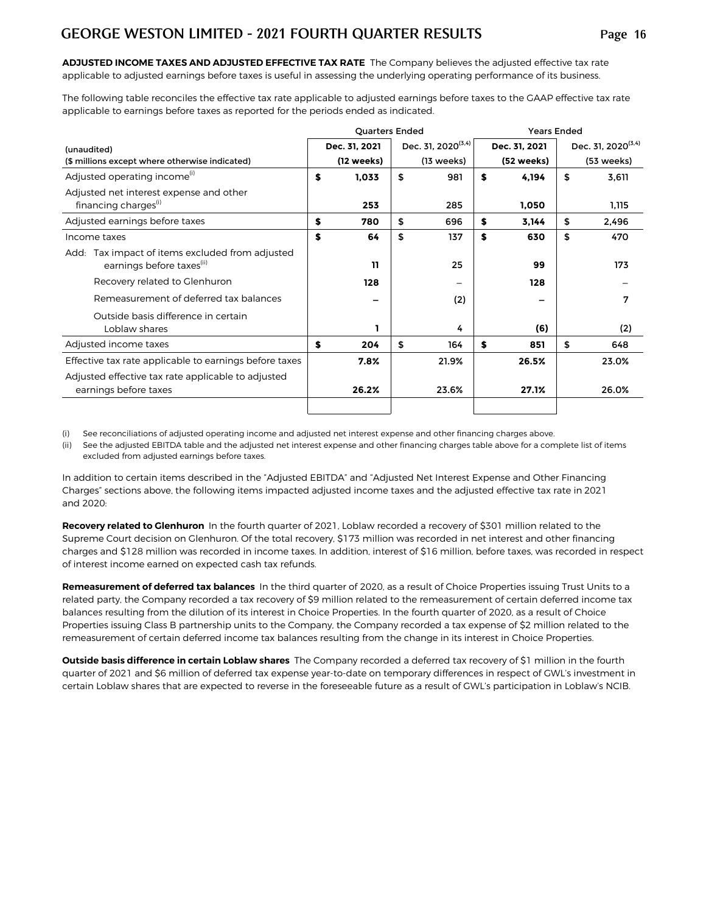**ADJUSTED INCOME TAXES AND ADJUSTED EFFECTIVE TAX RATE** The Company believes the adjusted effective tax rate applicable to adjusted earnings before taxes is useful in assessing the underlying operating performance of its business.

The following table reconciles the effective tax rate applicable to adjusted earnings before taxes to the GAAP effective tax rate applicable to earnings before taxes as reported for the periods ended as indicated.

| (unaudited)<br>($ millions except where otherwise indicated) | Quarters Ended<br>Dec. 31, 2021<br>(12 weeks) | <br>Dec. 31, 2020[(3,4)]<br>(13 weeks) | Years Ended<br>Dec. 31, 2021<br>(52 weeks) | <br>Dec. 31, 2020[(3,4)]<br>(53 weeks) |
|---|---|---|---|---|
| Adjusted operating income[(i)] | $ 1,033 | $ 981 | $ 4,194 | $ 3,611 |
| Adjusted net interest expense and other financing charges[(i)] | 253 | 285 | 1,050 | 1,115 |
| Adjusted earnings before taxes | $ 780 | $ 696 | $ 3,144 | $ 2,496 |
| Income taxes | $ 64 | $ 137 | $ 630 | $ 470 |
| Add: Tax impact of items excluded from adjusted earnings before taxes[(ii)] | 11 | 25 | 99 | 173 |
| Recovery related to Glenhuron | 128 | – | 128 | – |
| Remeasurement of deferred tax balances | – | (2) | – | 7 |
| Outside basis difference in certain Loblaw shares | 1 | 4 | (6) | (2) |
| Adjusted income taxes | $ 204 | $ 164 | $ 851 | $ 648 |
| Effective tax rate applicable to earnings before taxes | 7.8% | 21.9% | 26.5% | 23.0% |
| Adjusted effective tax rate applicable to adjusted earnings before taxes | 26.2% | 23.6% | 27.1% | 26.0% |

(i) See reconciliations of adjusted operating income and adjusted net interest expense and other financing charges above.

(ii) See the adjusted EBITDA table and the adjusted net interest expense and other financing charges table above for a complete list of items excluded from adjusted earnings before taxes.

In addition to certain items described in the "Adjusted EBITDA" and "Adjusted Net Interest Expense and Other Financing Charges" sections above, the following items impacted adjusted income taxes and the adjusted effective tax rate in 2021 and 2020:

**Recovery related to Glenhuron** In the fourth quarter of 2021, Loblaw recorded a recovery of $301 million related to the Supreme Court decision on Glenhuron. Of the total recovery, $173 million was recorded in net interest and other financing charges and $128 million was recorded in income taxes. In addition, interest of $16 million, before taxes, was recorded in respect of interest income earned on expected cash tax refunds.

**Remeasurement of deferred tax balances** In the third quarter of 2020, as a result of Choice Properties issuing Trust Units to a related party, the Company recorded a tax recovery of $9 million related to the remeasurement of certain deferred income tax balances resulting from the dilution of its interest in Choice Properties. In the fourth quarter of 2020, as a result of Choice Properties issuing Class B partnership units to the Company, the Company recorded a tax expense of $2 million related to the remeasurement of certain deferred income tax balances resulting from the change in its interest in Choice Properties.

**Outside basis difference in certain Loblaw shares** The Company recorded a deferred tax recovery of $1 million in the fourth quarter of 2021 and $6 million of deferred tax expense year-to-date on temporary differences in respect of GWL's investment in certain Loblaw shares that are expected to reverse in the foreseeable future as a result of GWL's participation in Loblaw's NCIB.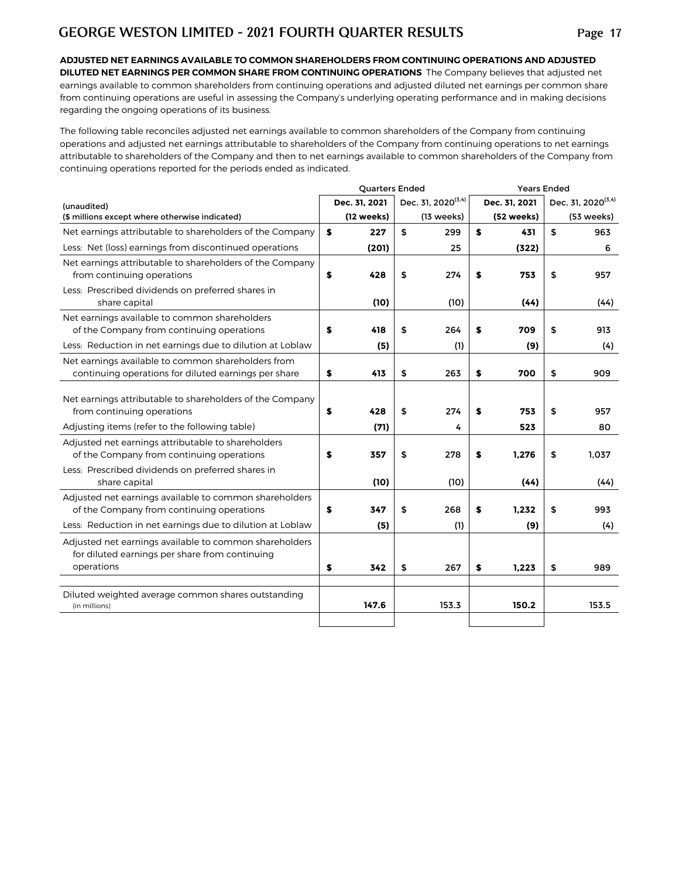**ADJUSTED NET EARNINGS AVAILABLE TO COMMON SHAREHOLDERS FROM CONTINUING OPERATIONS AND ADJUSTED DILUTED NET EARNINGS PER COMMON SHARE FROM CONTINUING OPERATIONS** The Company believes that adjusted net earnings available to common shareholders from continuing operations and adjusted diluted net earnings per common share from continuing operations are useful in assessing the Company's underlying operating performance and in making decisions regarding the ongoing operations of its business.

The following table reconciles adjusted net earnings available to common shareholders of the Company from continuing operations and adjusted net earnings attributable to shareholders of the Company from continuing operations to net earnings attributable to shareholders of the Company and then to net earnings available to common shareholders of the Company from continuing operations reported for the periods ended as indicated.

| | Quarters Ended | | Years Ended | |
|---|---|---|---|---|
| (unaudited)<br>($ millions except where otherwise indicated) | **Dec. 31, 2021**<br>**(12 weeks)** | Dec. 31, 2020[3,4]<br>(13 weeks) | **Dec. 31, 2021**<br>**(52 weeks)** | Dec. 31, 2020[3,4]<br>(53 weeks) |
| Net earnings attributable to shareholders of the Company | **$ 227** | $ 299 | **$ 431** | $ 963 |
| Less: Net (loss) earnings from discontinued operations | **(201)** | 25 | **(322)** | 6 |
| Net earnings attributable to shareholders of the Company from continuing operations | **$ 428** | $ 274 | **$ 753** | $ 957 |
| Less: Prescribed dividends on preferred shares in share capital | **(10)** | (10) | **(44)** | (44) |
| Net earnings available to common shareholders of the Company from continuing operations | **$ 418** | $ 264 | **$ 709** | $ 913 |
| Less: Reduction in net earnings due to dilution at Loblaw | **(5)** | (1) | **(9)** | (4) |
| Net earnings available to common shareholders from continuing operations for diluted earnings per share | **$ 413** | $ 263 | **$ 700** | $ 909 |
| | | | | |
| Net earnings attributable to shareholders of the Company from continuing operations | **$ 428** | $ 274 | **$ 753** | $ 957 |
| Adjusting items (refer to the following table) | **(71)** | 4 | **523** | 80 |
| Adjusted net earnings attributable to shareholders of the Company from continuing operations | **$ 357** | $ 278 | **$ 1,276** | $ 1,037 |
| Less: Prescribed dividends on preferred shares in share capital | **(10)** | (10) | **(44)** | (44) |
| Adjusted net earnings available to common shareholders of the Company from continuing operations | **$ 347** | $ 268 | **$ 1,232** | $ 993 |
| Less: Reduction in net earnings due to dilution at Loblaw | **(5)** | (1) | **(9)** | (4) |
| Adjusted net earnings available to common shareholders for diluted earnings per share from continuing operations | **$ 342** | $ 267 | **$ 1,223** | $ 989 |
| | | | | |
| Diluted weighted average common shares outstanding (in millions) | **147.6** | 153.3 | **150.2** | 153.5 |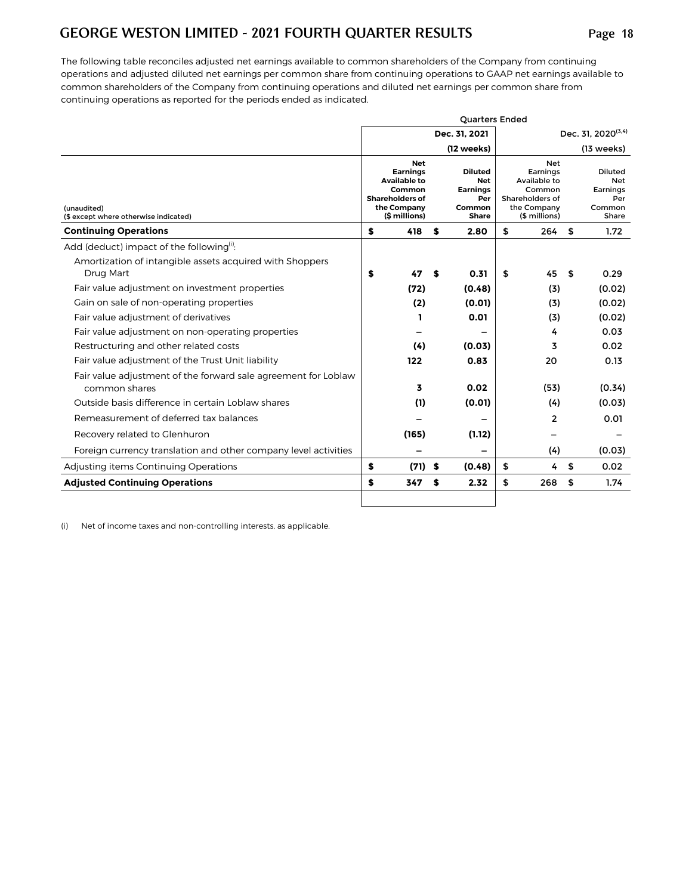The following table reconciles adjusted net earnings available to common shareholders of the Company from continuing operations and adjusted diluted net earnings per common share from continuing operations to GAAP net earnings available to common shareholders of the Company from continuing operations and diluted net earnings per common share from continuing operations as reported for the periods ended as indicated.

| (unaudited)<br>($ except where otherwise indicated) | Quarters Ended<br>Dec. 31, 2021<br>(12 weeks)<br>Net Earnings Available to Common Shareholders of the Company ($ millions) | Dec. 31, 2021<br>(12 weeks)<br>Diluted Net Earnings Per Common Share | Dec. 31, 2020[3,4]<br>(13 weeks)<br>Net Earnings Available to Common Shareholders of the Company ($ millions) | Dec. 31, 2020[3,4]<br>(13 weeks)<br>Diluted Net Earnings Per Common Share |
|---|---|---|---|---|
| **Continuing Operations** | **$ 418** | **$ 2.80** | $ 264 | $ 1.72 |
| Add (deduct) impact of the following[(i)]: | | | | |
| Amortization of intangible assets acquired with Shoppers Drug Mart | **$ 47** | **$ 0.31** | $ 45 | $ 0.29 |
| Fair value adjustment on investment properties | **(72)** | **(0.48)** | (3) | (0.02) |
| Gain on sale of non-operating properties | **(2)** | **(0.01)** | (3) | (0.02) |
| Fair value adjustment of derivatives | **1** | **0.01** | (3) | (0.02) |
| Fair value adjustment on non-operating properties | **–** | **–** | 4 | 0.03 |
| Restructuring and other related costs | **(4)** | **(0.03)** | 3 | 0.02 |
| Fair value adjustment of the Trust Unit liability | **122** | **0.83** | 20 | 0.13 |
| Fair value adjustment of the forward sale agreement for Loblaw common shares | **3** | **0.02** | (53) | (0.34) |
| Outside basis difference in certain Loblaw shares | **(1)** | **(0.01)** | (4) | (0.03) |
| Remeasurement of deferred tax balances | **–** | **–** | 2 | 0.01 |
| Recovery related to Glenhuron | **(165)** | **(1.12)** | – | – |
| Foreign currency translation and other company level activities | **–** | **–** | (4) | (0.03) |
| Adjusting items Continuing Operations | **$ (71)** | **$ (0.48)** | $ 4 | $ 0.02 |
| **Adjusted Continuing Operations** | **$ 347** | **$ 2.32** | $ 268 | $ 1.74 |

(i) Net of income taxes and non-controlling interests, as applicable.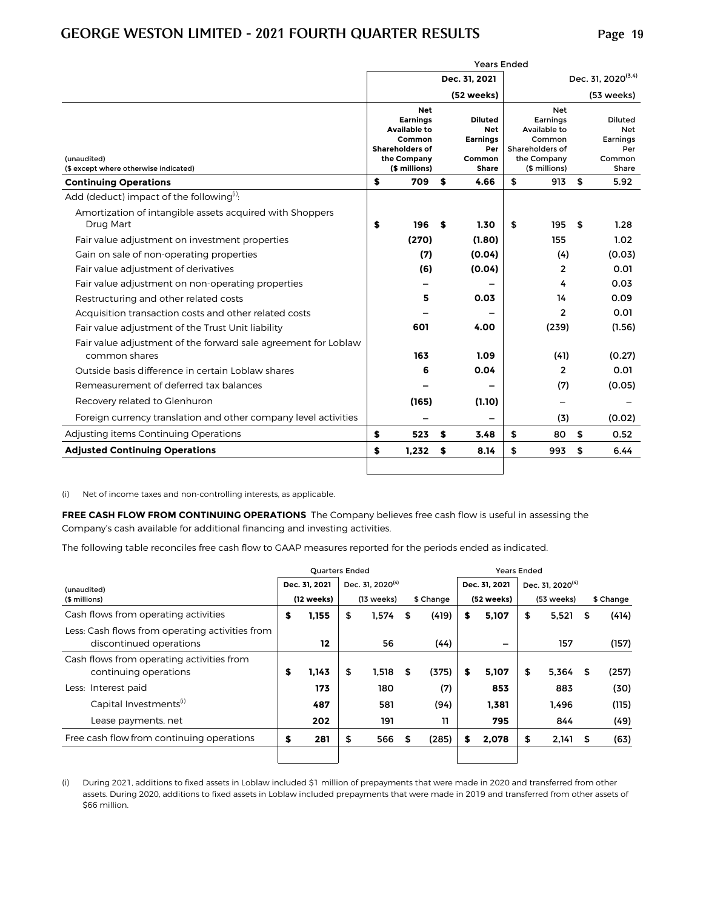| (unaudited)<br>($ except where otherwise indicated) | Years Ended<br>Dec. 31, 2021<br>(52 weeks)<br>Net Earnings Available to Common Shareholders of the Company ($ millions) | Dec. 31, 2021<br>(52 weeks)<br>Diluted Net Earnings Per Common Share | Dec. 31, 2020[3,4]<br>(53 weeks)<br>Net Earnings Available to Common Shareholders of the Company ($ millions) | Dec. 31, 2020[3,4]<br>(53 weeks)<br>Diluted Net Earnings Per Common Share |
|---|---|---|---|---|
| **Continuing Operations** | **$ 709** | **$ 4.66** | $ 913 | $ 5.92 |
| Add (deduct) impact of the following[i]: | | | | |
| Amortization of intangible assets acquired with Shoppers Drug Mart | **$ 196** | **$ 1.30** | $ 195 | $ 1.28 |
| Fair value adjustment on investment properties | **(270)** | **(1.80)** | 155 | 1.02 |
| Gain on sale of non-operating properties | **(7)** | **(0.04)** | (4) | (0.03) |
| Fair value adjustment of derivatives | **(6)** | **(0.04)** | 2 | 0.01 |
| Fair value adjustment on non-operating properties | **–** | **–** | 4 | 0.03 |
| Restructuring and other related costs | **5** | **0.03** | 14 | 0.09 |
| Acquisition transaction costs and other related costs | **–** | **–** | 2 | 0.01 |
| Fair value adjustment of the Trust Unit liability | **601** | **4.00** | (239) | (1.56) |
| Fair value adjustment of the forward sale agreement for Loblaw common shares | **163** | **1.09** | (41) | (0.27) |
| Outside basis difference in certain Loblaw shares | **6** | **0.04** | 2 | 0.01 |
| Remeasurement of deferred tax balances | **–** | **–** | (7) | (0.05) |
| Recovery related to Glenhuron | **(165)** | **(1.10)** | – | – |
| Foreign currency translation and other company level activities | **–** | **–** | (3) | (0.02) |
| Adjusting items Continuing Operations | **$ 523** | **$ 3.48** | $ 80 | $ 0.52 |
| **Adjusted Continuing Operations** | **$ 1,232** | **$ 8.14** | **$ 993** | **$ 6.44** |

(i) Net of income taxes and non-controlling interests, as applicable.

**FREE CASH FLOW FROM CONTINUING OPERATIONS** The Company believes free cash flow is useful in assessing the Company's cash available for additional financing and investing activities.

The following table reconciles free cash flow to GAAP measures reported for the periods ended as indicated.

| (unaudited)<br>($ millions) | Quarters Ended<br>Dec. 31, 2021<br>(12 weeks) | Dec. 31, 2020[4]<br>(13 weeks) | $ Change | Years Ended<br>Dec. 31, 2021<br>(52 weeks) | Dec. 31, 2020[4]<br>(53 weeks) | $ Change |
|---|---|---|---|---|---|---|
| Cash flows from operating activities | **$ 1,155** | $ 1,574 | $ (419) | **$ 5,107** | $ 5,521 | $ (414) |
| Less: Cash flows from operating activities from discontinued operations | **12** | 56 | (44) | **–** | 157 | (157) |
| Cash flows from operating activities from continuing operations | **$ 1,143** | $ 1,518 | $ (375) | **$ 5,107** | $ 5,364 | $ (257) |
| Less: Interest paid | **173** | 180 | (7) | **853** | 883 | (30) |
| Capital Investments[i] | **487** | 581 | (94) | **1,381** | 1,496 | (115) |
| Lease payments, net | **202** | 191 | 11 | **795** | 844 | (49) |
| Free cash flow from continuing operations | **$ 281** | $ 566 | $ (285) | **$ 2,078** | $ 2,141 | $ (63) |

(i) During 2021, additions to fixed assets in Loblaw included $1 million of prepayments that were made in 2020 and transferred from other assets. During 2020, additions to fixed assets in Loblaw included prepayments that were made in 2019 and transferred from other assets of $66 million.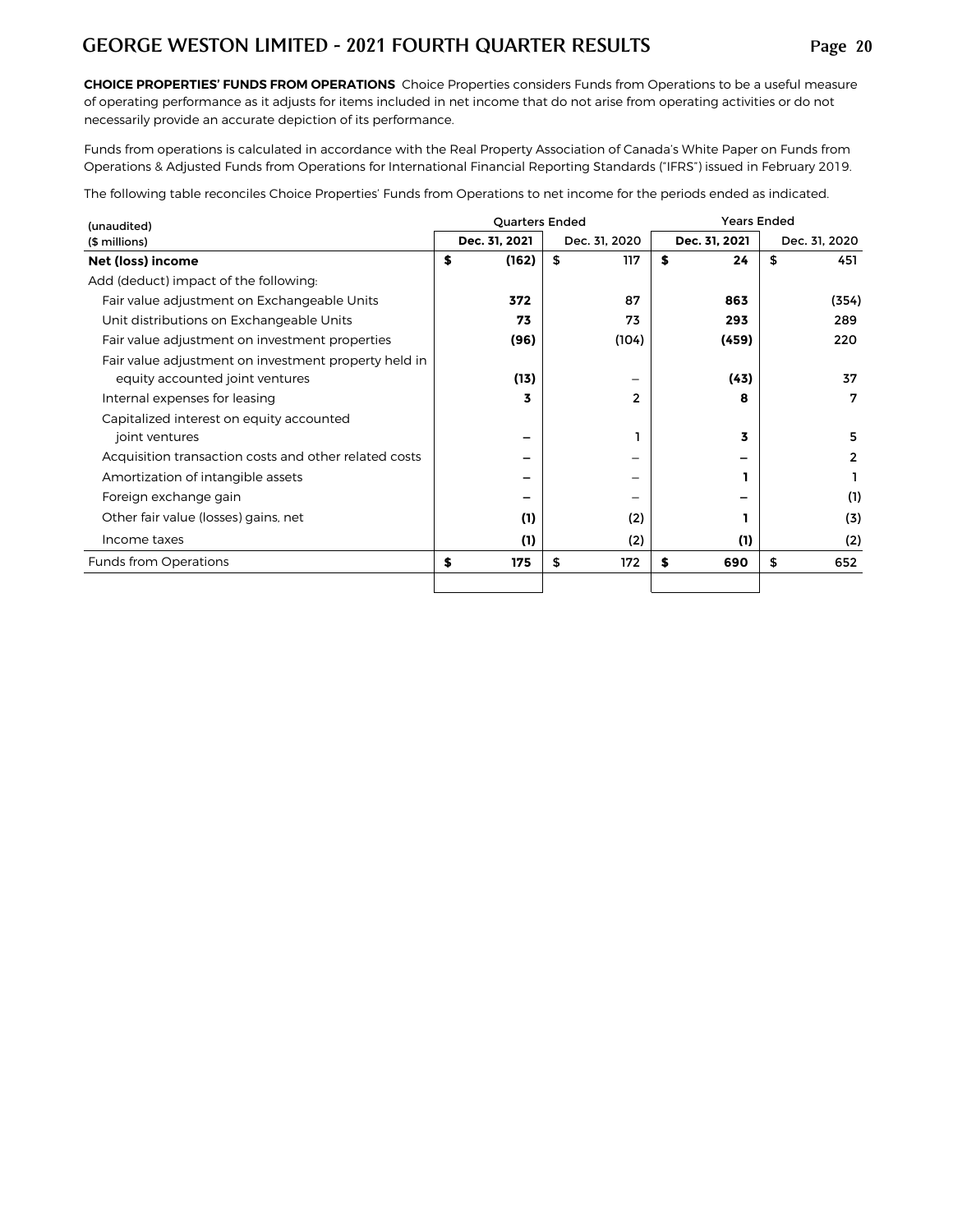**CHOICE PROPERTIES' FUNDS FROM OPERATIONS** Choice Properties considers Funds from Operations to be a useful measure of operating performance as it adjusts for items included in net income that do not arise from operating activities or do not necessarily provide an accurate depiction of its performance.

Funds from operations is calculated in accordance with the Real Property Association of Canada's White Paper on Funds from Operations & Adjusted Funds from Operations for International Financial Reporting Standards ("IFRS") issued in February 2019.

The following table reconciles Choice Properties' Funds from Operations to net income for the periods ended as indicated.

| (unaudited) | Quarters Ended | | Years Ended | |
|---|---|---|---|---|
| ($ millions) | **Dec. 31, 2021** | Dec. 31, 2020 | **Dec. 31, 2021** | Dec. 31, 2020 |
| **Net (loss) income** | **$ (162)** | $ 117 | **$ 24** | $ 451 |
| Add (deduct) impact of the following: | | | | |
| Fair value adjustment on Exchangeable Units | **372** | 87 | **863** | (354) |
| Unit distributions on Exchangeable Units | **73** | 73 | **293** | 289 |
| Fair value adjustment on investment properties | **(96)** | (104) | **(459)** | 220 |
| Fair value adjustment on investment property held in equity accounted joint ventures | **(13)** | – | **(43)** | 37 |
| Internal expenses for leasing | **3** | 2 | **8** | 7 |
| Capitalized interest on equity accounted joint ventures | **–** | 1 | **3** | 5 |
| Acquisition transaction costs and other related costs | **–** | – | **–** | 2 |
| Amortization of intangible assets | **–** | – | **1** | 1 |
| Foreign exchange gain | **–** | – | **–** | (1) |
| Other fair value (losses) gains, net | **(1)** | (2) | **1** | (3) |
| Income taxes | **(1)** | (2) | **(1)** | (2) |
| Funds from Operations | **$ 175** | $ 172 | **$ 690** | $ 652 |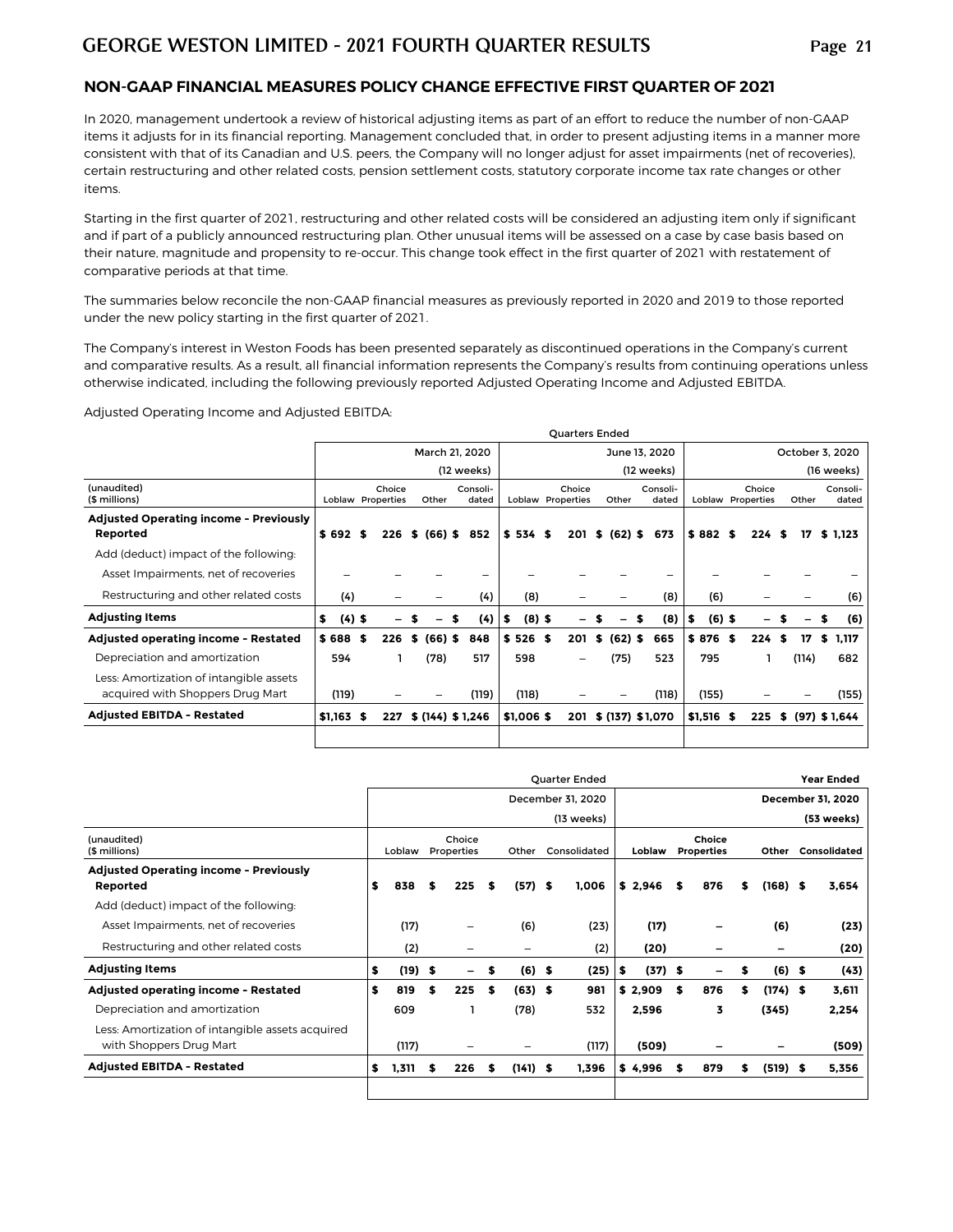## NON-GAAP FINANCIAL MEASURES POLICY CHANGE EFFECTIVE FIRST QUARTER OF 2021

In 2020, management undertook a review of historical adjusting items as part of an effort to reduce the number of non-GAAP items it adjusts for in its financial reporting. Management concluded that, in order to present adjusting items in a manner more consistent with that of its Canadian and U.S. peers, the Company will no longer adjust for asset impairments (net of recoveries), certain restructuring and other related costs, pension settlement costs, statutory corporate income tax rate changes or other items.

Starting in the first quarter of 2021, restructuring and other related costs will be considered an adjusting item only if significant and if part of a publicly announced restructuring plan. Other unusual items will be assessed on a case by case basis based on their nature, magnitude and propensity to re-occur. This change took effect in the first quarter of 2021 with restatement of comparative periods at that time.

The summaries below reconcile the non-GAAP financial measures as previously reported in 2020 and 2019 to those reported under the new policy starting in the first quarter of 2021.

The Company's interest in Weston Foods has been presented separately as discontinued operations in the Company's current and comparative results. As a result, all financial information represents the Company's results from continuing operations unless otherwise indicated, including the following previously reported Adjusted Operating Income and Adjusted EBITDA.

Adjusted Operating Income and Adjusted EBITDA:

| | Quarters Ended | | | | | | | | | | | |
|---|---|---|---|---|---|---|---|---|---|---|---|---|
| | March 21, 2020 (12 weeks) | | | | June 13, 2020 (12 weeks) | | | | October 3, 2020 (16 weeks) | | | |
| (unaudited) ($ millions) | Loblaw | Choice Properties | Other | Consolidated | Loblaw | Choice Properties | Other | Consolidated | Loblaw | Choice Properties | Other | Consolidated |
| **Adjusted Operating income - Previously Reported** | $ 692 | $ 226 | $ (66) | $ 852 | $ 534 | $ 201 | $ (62) | $ 673 | $ 882 | $ 224 | $ 17 | $ 1,123 |
| Add (deduct) impact of the following: | | | | | | | | | | | | |
| Asset Impairments, net of recoveries | – | – | – | – | – | – | – | – | – | – | – | – |
| Restructuring and other related costs | (4) | – | – | (4) | (8) | – | – | (8) | (6) | – | – | (6) |
| **Adjusting Items** | $ (4) | $ – | $ – | $ (4) | $ (8) | $ – | $ – | $ (8) | $ (6) | $ – | $ – | $ (6) |
| **Adjusted operating income - Restated** | $ 688 | $ 226 | $ (66) | $ 848 | $ 526 | $ 201 | $ (62) | $ 665 | $ 876 | $ 224 | $ 17 | $ 1,117 |
| Depreciation and amortization | 594 | 1 | (78) | 517 | 598 | – | (75) | 523 | 795 | 1 | (114) | 682 |
| Less: Amortization of intangible assets acquired with Shoppers Drug Mart | (119) | – | – | (119) | (118) | – | – | (118) | (155) | – | – | (155) |
| **Adjusted EBITDA - Restated** | $1,163 | $ 227 | $ (144) | $ 1,246 | $1,006 | $ 201 | $ (137) | $1,070 | $1,516 | $ 225 | $ (97) | $ 1,644 |

| | Quarter Ended | | | | Year Ended | | | |
|---|---|---|---|---|---|---|---|---|
| | December 31, 2020 (13 weeks) | | | | **December 31, 2020 (53 weeks)** | | | |
| (unaudited) ($ millions) | Loblaw | Choice Properties | Other | Consolidated | **Loblaw** | **Choice Properties** | **Other** | **Consolidated** |
| **Adjusted Operating income - Previously Reported** | $ 838 | $ 225 | $ (57) | $ 1,006 | **$ 2,946** | **$ 876** | **$ (168)** | **$ 3,654** |
| Add (deduct) impact of the following: | | | | | | | | |
| Asset Impairments, net of recoveries | (17) | – | (6) | (23) | **(17)** | **–** | **(6)** | **(23)** |
| Restructuring and other related costs | (2) | – | – | (2) | **(20)** | **–** | **–** | **(20)** |
| **Adjusting Items** | $ (19) | $ – | $ (6) | $ (25) | **$ (37)** | **$ –** | **$ (6)** | **$ (43)** |
| **Adjusted operating income - Restated** | $ 819 | $ 225 | $ (63) | $ 981 | **$ 2,909** | **$ 876** | **$ (174)** | **$ 3,611** |
| Depreciation and amortization | 609 | 1 | (78) | 532 | **2,596** | **3** | **(345)** | **2,254** |
| Less: Amortization of intangible assets acquired with Shoppers Drug Mart | (117) | – | – | (117) | **(509)** | **–** | **–** | **(509)** |
| **Adjusted EBITDA - Restated** | $ 1,311 | $ 226 | $ (141) | $ 1,396 | **$ 4,996** | **$ 879** | **$ (519)** | **$ 5,356** |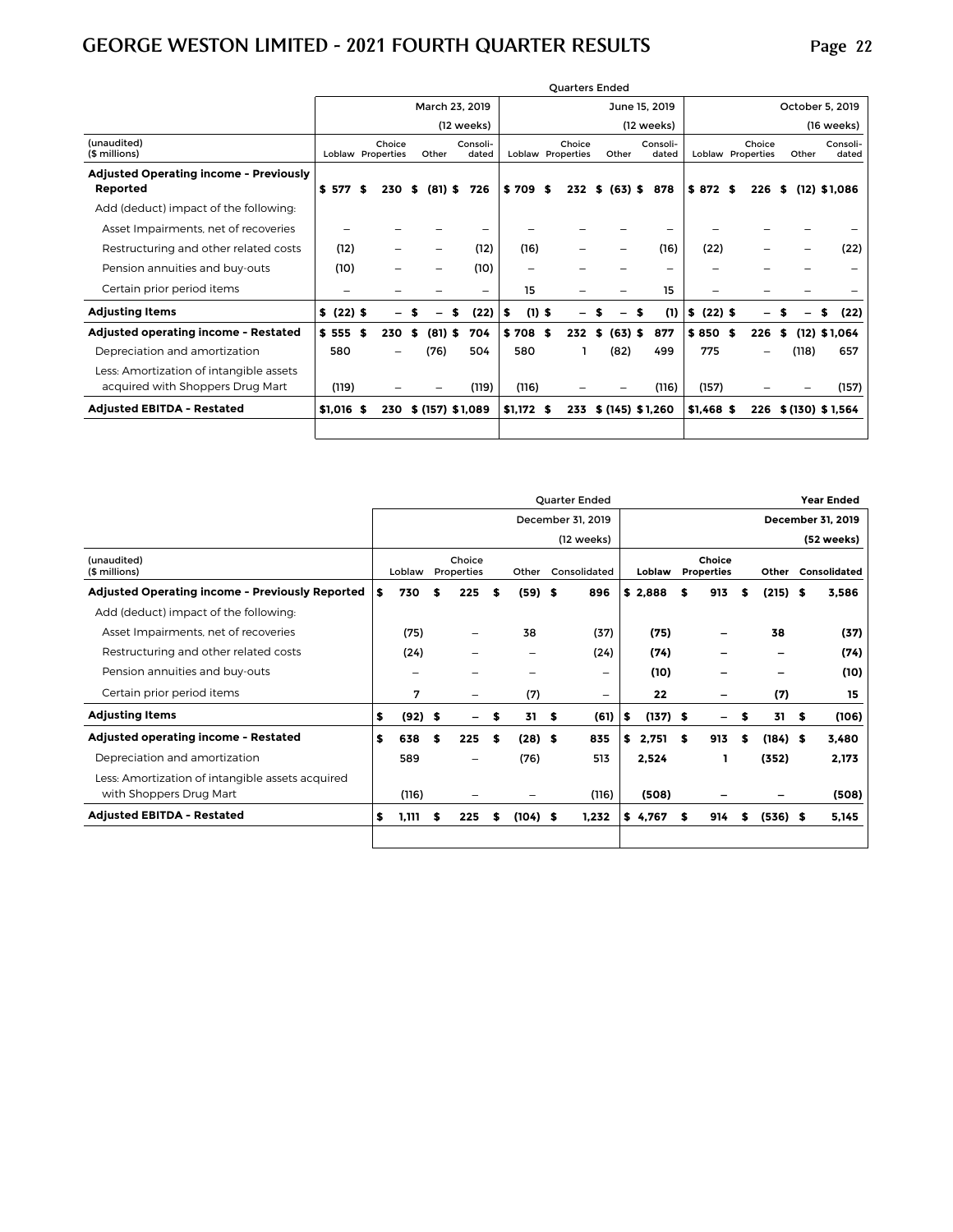| (unaudited) ($ millions) | Quarters Ended March 23, 2019 (12 weeks) Loblaw | Choice Properties | Other | Consolidated | June 15, 2019 (12 weeks) Loblaw | Choice Properties | Other | Consolidated | October 5, 2019 (16 weeks) Loblaw | Choice Properties | Other | Consolidated |
|---|---|---|---|---|---|---|---|---|---|---|---|---|
| **Adjusted Operating income - Previously Reported** | **$ 577** | **$ 230** | **$ (81)** | **$ 726** | **$ 709** | **$ 232** | **$ (63)** | **$ 878** | **$ 872** | **$ 226** | **$ (12)** | **$ 1,086** |
| Add (deduct) impact of the following: | | | | | | | | | | | | |
| Asset Impairments, net of recoveries | – | – | – | – | – | – | – | – | – | – | – | – |
| Restructuring and other related costs | (12) | – | – | (12) | (16) | – | – | (16) | (22) | – | – | (22) |
| Pension annuities and buy-outs | (10) | – | – | (10) | – | – | – | – | – | – | – | – |
| Certain prior period items | – | – | – | – | 15 | – | – | 15 | – | – | – | – |
| **Adjusting Items** | **$ (22)** | **$ –** | **$ –** | **$ (22)** | **$ (1)** | **$ –** | **$ –** | **$ (1)** | **$ (22)** | **$ –** | **$ –** | **$ (22)** |
| **Adjusted operating income - Restated** | **$ 555** | **$ 230** | **$ (81)** | **$ 704** | **$ 708** | **$ 232** | **$ (63)** | **$ 877** | **$ 850** | **$ 226** | **$ (12)** | **$ 1,064** |
| Depreciation and amortization | 580 | – | (76) | 504 | 580 | 1 | (82) | 499 | 775 | – | (118) | 657 |
| Less: Amortization of intangible assets acquired with Shoppers Drug Mart | (119) | – | – | (119) | (116) | – | – | (116) | (157) | – | – | (157) |
| **Adjusted EBITDA - Restated** | **$ 1,016** | **$ 230** | **$ (157)** | **$ 1,089** | **$ 1,172** | **$ 233** | **$ (145)** | **$ 1,260** | **$ 1,468** | **$ 226** | **$ (130)** | **$ 1,564** |

| (unaudited) ($ millions) | Quarter Ended December 31, 2019 (12 weeks) Loblaw | Choice Properties | Other | Consolidated | Year Ended December 31, 2019 (52 weeks) Loblaw | Choice Properties | Other | Consolidated |
|---|---|---|---|---|---|---|---|---|
| **Adjusted Operating income - Previously Reported** | **$ 730** | **$ 225** | **$ (59)** | **$ 896** | **$ 2,888** | **$ 913** | **$ (215)** | **$ 3,586** |
| Add (deduct) impact of the following: | | | | | | | | |
| Asset Impairments, net of recoveries | (75) | – | 38 | (37) | (75) | – | 38 | (37) |
| Restructuring and other related costs | (24) | – | – | (24) | (74) | – | – | (74) |
| Pension annuities and buy-outs | – | – | – | – | (10) | – | – | (10) |
| Certain prior period items | 7 | – | (7) | – | 22 | – | (7) | 15 |
| **Adjusting Items** | **$ (92)** | **$ –** | **$ 31** | **$ (61)** | **$ (137)** | **$ –** | **$ 31** | **$ (106)** |
| **Adjusted operating income - Restated** | **$ 638** | **$ 225** | **$ (28)** | **$ 835** | **$ 2,751** | **$ 913** | **$ (184)** | **$ 3,480** |
| Depreciation and amortization | 589 | – | (76) | 513 | 2,524 | 1 | (352) | 2,173 |
| Less: Amortization of intangible assets acquired with Shoppers Drug Mart | (116) | – | – | (116) | (508) | – | – | (508) |
| **Adjusted EBITDA - Restated** | **$ 1,111** | **$ 225** | **$ (104)** | **$ 1,232** | **$ 4,767** | **$ 914** | **$ (536)** | **$ 5,145** |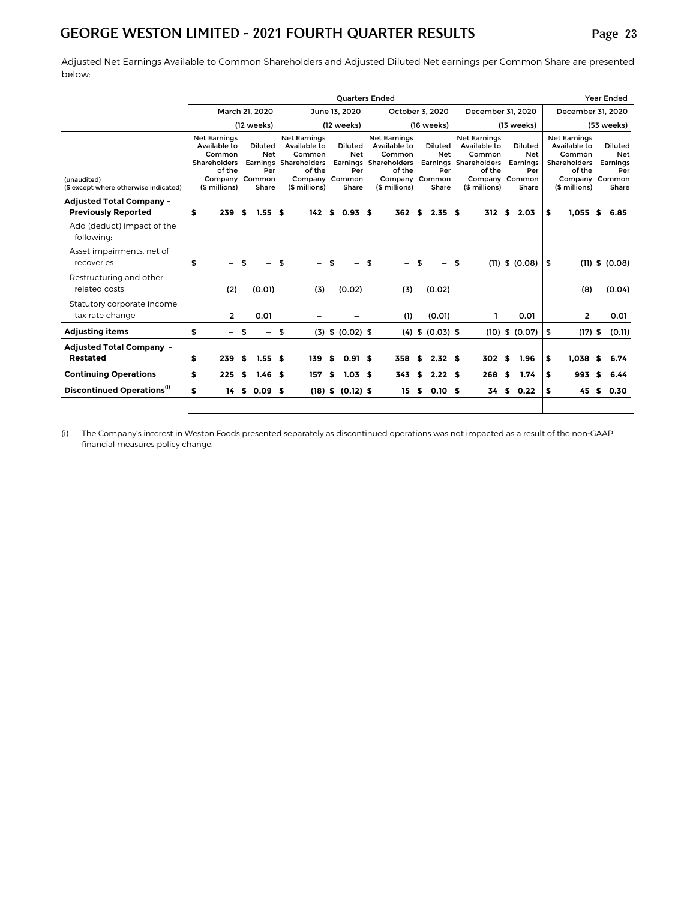Adjusted Net Earnings Available to Common Shareholders and Adjusted Diluted Net earnings per Common Share are presented below:

| (unaudited) ($ except where otherwise indicated) | Quarters Ended March 21, 2020 (12 weeks) Net Earnings Available to Common Shareholders of the Company ($ millions) | Diluted Net Earnings Per Common Share | June 13, 2020 (12 weeks) Net Earnings Available to Common Shareholders of the Company ($ millions) | Diluted Net Earnings Per Common Share | October 3, 2020 (16 weeks) Net Earnings Available to Common Shareholders of the Company ($ millions) | Diluted Net Earnings Per Common Share | December 31, 2020 (13 weeks) Net Earnings Available to Common Shareholders of the Company ($ millions) | Diluted Net Earnings Per Common Share | Year Ended December 31, 2020 (53 weeks) Net Earnings Available to Common Shareholders of the Company ($ millions) | Diluted Net Earnings Per Common Share |
|---|---|---|---|---|---|---|---|---|---|---|
| **Adjusted Total Company - Previously Reported** | **$ 239** | **$ 1.55** | **$ 142** | **$ 0.93** | **$ 362** | **$ 2.35** | **$ 312** | **$ 2.03** | **$ 1,055** | **$ 6.85** |
| Add (deduct) impact of the following: | | | | | | | | | | |
| Asset impairments, net of recoveries | $ – | $ – | $ – | $ – | $ – | $ – | $ (11) | $ (0.08) | $ (11) | $ (0.08) |
| Restructuring and other related costs | (2) | (0.01) | (3) | (0.02) | (3) | (0.02) | – | – | (8) | (0.04) |
| Statutory corporate income tax rate change | 2 | 0.01 | – | – | (1) | (0.01) | 1 | 0.01 | 2 | 0.01 |
| **Adjusting items** | $ – | $ – | $ (3) | $ (0.02) | $ (4) | $ (0.03) | $ (10) | $ (0.07) | $ (17) | $ (0.11) |
| **Adjusted Total Company - Restated** | **$ 239** | **$ 1.55** | **$ 139** | **$ 0.91** | **$ 358** | **$ 2.32** | **$ 302** | **$ 1.96** | **$ 1,038** | **$ 6.74** |
| **Continuing Operations** | **$ 225** | **$ 1.46** | **$ 157** | **$ 1.03** | **$ 343** | **$ 2.22** | **$ 268** | **$ 1.74** | **$ 993** | **$ 6.44** |
| **Discontinued Operations[(i)]** | **$ 14** | **$ 0.09** | **$ (18)** | **$ (0.12)** | **$ 15** | **$ 0.10** | **$ 34** | **$ 0.22** | **$ 45** | **$ 0.30** |

(i) The Company's interest in Weston Foods presented separately as discontinued operations was not impacted as a result of the non-GAAP financial measures policy change.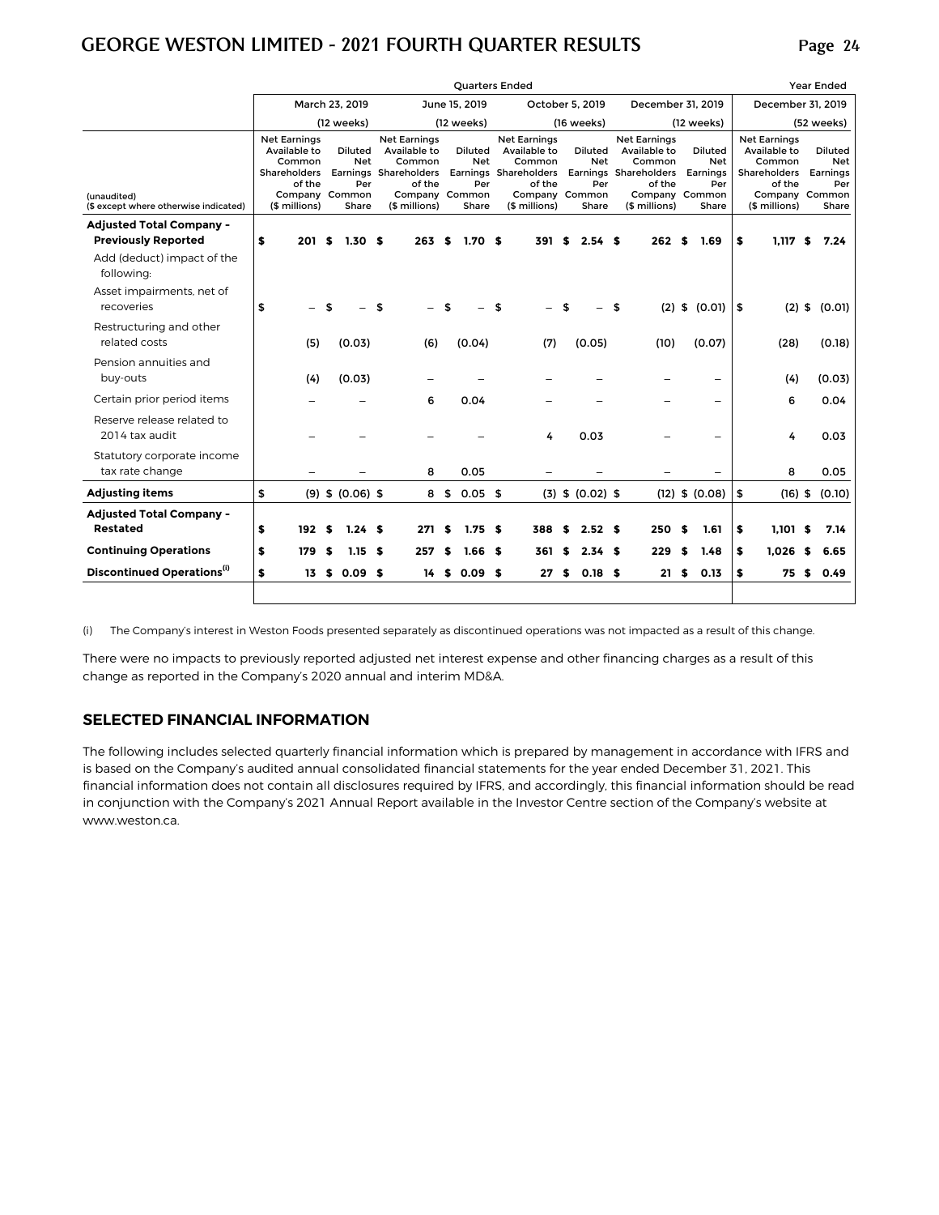| (unaudited) ($ except where otherwise indicated) | Quarters Ended March 23, 2019 (12 weeks) Net Earnings Available to Common Shareholders of the Company ($ millions) | Diluted Net Earnings Per Common Share | June 15, 2019 (12 weeks) Net Earnings Available to Common Shareholders of the Company ($ millions) | Diluted Net Earnings Per Common Share | October 5, 2019 (16 weeks) Net Earnings Available to Common Shareholders of the Company ($ millions) | Diluted Net Earnings Per Common Share | December 31, 2019 (12 weeks) Net Earnings Available to Common Shareholders of the Company ($ millions) | Diluted Net Earnings Per Common Share | Year Ended December 31, 2019 (52 weeks) Net Earnings Available to Common Shareholders of the Company ($ millions) | Diluted Net Earnings Per Common Share |
|---|---|---|---|---|---|---|---|---|---|---|
| **Adjusted Total Company - Previously Reported** | **$ 201** | **$ 1.30** | **$ 263** | **$ 1.70** | **$ 391** | **$ 2.54** | **$ 262** | **$ 1.69** | **$ 1,117** | **$ 7.24** |
| Add (deduct) impact of the following: | | | | | | | | | | |
| Asset impairments, net of recoveries | $ – | $ – | $ – | $ – | $ – | $ – | $ (2) | $ (0.01) | $ (2) | $ (0.01) |
| Restructuring and other related costs | (5) | (0.03) | (6) | (0.04) | (7) | (0.05) | (10) | (0.07) | (28) | (0.18) |
| Pension annuities and buy-outs | (4) | (0.03) | – | – | – | – | – | – | (4) | (0.03) |
| Certain prior period items | – | – | 6 | 0.04 | – | – | – | – | 6 | 0.04 |
| Reserve release related to 2014 tax audit | – | – | – | – | 4 | 0.03 | – | – | 4 | 0.03 |
| Statutory corporate income tax rate change | – | – | 8 | 0.05 | – | – | – | – | 8 | 0.05 |
| **Adjusting items** | $ (9) | $ (0.06) | $ 8 | $ 0.05 | $ (3) | $ (0.02) | $ (12) | $ (0.08) | $ (16) | $ (0.10) |
| **Adjusted Total Company - Restated** | **$ 192** | **$ 1.24** | **$ 271** | **$ 1.75** | **$ 388** | **$ 2.52** | **$ 250** | **$ 1.61** | **$ 1,101** | **$ 7.14** |
| **Continuing Operations** | **$ 179** | **$ 1.15** | **$ 257** | **$ 1.66** | **$ 361** | **$ 2.34** | **$ 229** | **$ 1.48** | **$ 1,026** | **$ 6.65** |
| **Discontinued Operations(i)** | **$ 13** | **$ 0.09** | **$ 14** | **$ 0.09** | **$ 27** | **$ 0.18** | **$ 21** | **$ 0.13** | **$ 75** | **$ 0.49** |

(i) The Company's interest in Weston Foods presented separately as discontinued operations was not impacted as a result of this change.

There were no impacts to previously reported adjusted net interest expense and other financing charges as a result of this change as reported in the Company's 2020 annual and interim MD&A.

## SELECTED FINANCIAL INFORMATION

The following includes selected quarterly financial information which is prepared by management in accordance with IFRS and is based on the Company's audited annual consolidated financial statements for the year ended December 31, 2021. This financial information does not contain all disclosures required by IFRS, and accordingly, this financial information should be read in conjunction with the Company's 2021 Annual Report available in the Investor Centre section of the Company's website at www.weston.ca.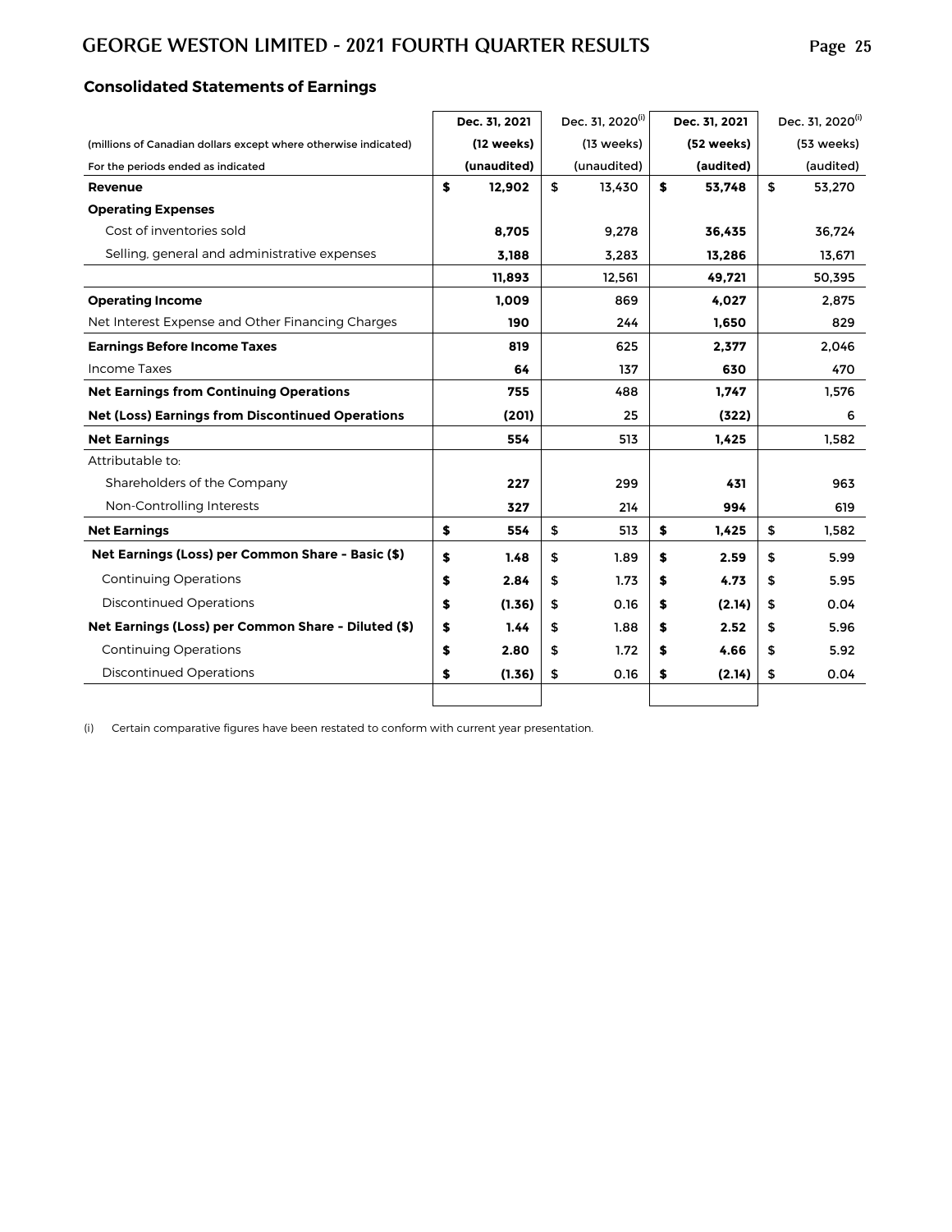## Consolidated Statements of Earnings

| (millions of Canadian dollars except where otherwise indicated) For the periods ended as indicated | **Dec. 31, 2021 (12 weeks) (unaudited)** | Dec. 31, 2020[(i)] (13 weeks) (unaudited) | **Dec. 31, 2021 (52 weeks) (audited)** | Dec. 31, 2020[(i)] (53 weeks) (audited) |
|---|---|---|---|---|
| **Revenue** | **$ 12,902** | $ 13,430 | **$ 53,748** | $ 53,270 |
| **Operating Expenses** | | | | |
| Cost of inventories sold | **8,705** | 9,278 | **36,435** | 36,724 |
| Selling, general and administrative expenses | **3,188** | 3,283 | **13,286** | 13,671 |
| | **11,893** | 12,561 | **49,721** | 50,395 |
| **Operating Income** | **1,009** | 869 | **4,027** | 2,875 |
| Net Interest Expense and Other Financing Charges | **190** | 244 | **1,650** | 829 |
| **Earnings Before Income Taxes** | **819** | 625 | **2,377** | 2,046 |
| Income Taxes | **64** | 137 | **630** | 470 |
| **Net Earnings from Continuing Operations** | **755** | 488 | **1,747** | 1,576 |
| **Net (Loss) Earnings from Discontinued Operations** | **(201)** | 25 | **(322)** | 6 |
| **Net Earnings** | **554** | 513 | **1,425** | 1,582 |
| Attributable to: | | | | |
| Shareholders of the Company | **227** | 299 | **431** | 963 |
| Non-Controlling Interests | **327** | 214 | **994** | 619 |
| **Net Earnings** | **$ 554** | $ 513 | **$ 1,425** | $ 1,582 |
| **Net Earnings (Loss) per Common Share - Basic ($)** | **$ 1.48** | $ 1.89 | **$ 2.59** | $ 5.99 |
| Continuing Operations | **$ 2.84** | $ 1.73 | **$ 4.73** | $ 5.95 |
| Discontinued Operations | **$ (1.36)** | $ 0.16 | **$ (2.14)** | $ 0.04 |
| **Net Earnings (Loss) per Common Share - Diluted ($)** | **$ 1.44** | $ 1.88 | **$ 2.52** | $ 5.96 |
| Continuing Operations | **$ 2.80** | $ 1.72 | **$ 4.66** | $ 5.92 |
| Discontinued Operations | **$ (1.36)** | $ 0.16 | **$ (2.14)** | $ 0.04 |

(i) Certain comparative figures have been restated to conform with current year presentation.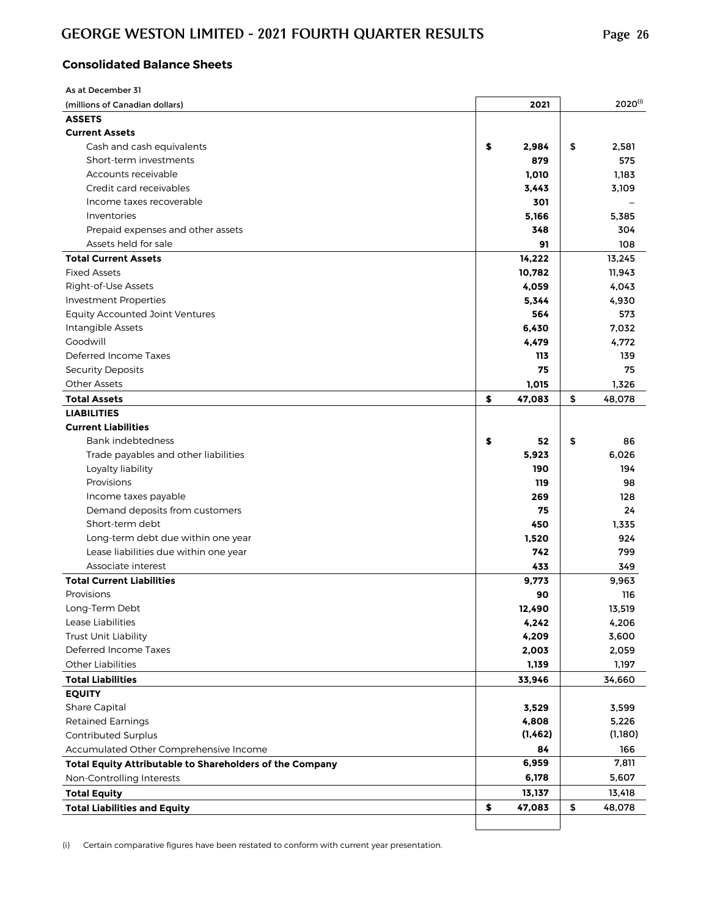## Consolidated Balance Sheets

| As at December 31<br>(millions of Canadian dollars) | 2021 | 2020[i] |
|---|---|---|
| **ASSETS** | | |
| **Current Assets** | | |
| Cash and cash equivalents | **$ 2,984** | $ 2,581 |
| Short-term investments | **879** | 575 |
| Accounts receivable | **1,010** | 1,183 |
| Credit card receivables | **3,443** | 3,109 |
| Income taxes recoverable | **301** | – |
| Inventories | **5,166** | 5,385 |
| Prepaid expenses and other assets | **348** | 304 |
| Assets held for sale | **91** | 108 |
| **Total Current Assets** | **14,222** | 13,245 |
| Fixed Assets | **10,782** | 11,943 |
| Right-of-Use Assets | **4,059** | 4,043 |
| Investment Properties | **5,344** | 4,930 |
| Equity Accounted Joint Ventures | **564** | 573 |
| Intangible Assets | **6,430** | 7,032 |
| Goodwill | **4,479** | 4,772 |
| Deferred Income Taxes | **113** | 139 |
| Security Deposits | **75** | 75 |
| Other Assets | **1,015** | 1,326 |
| **Total Assets** | **$ 47,083** | $ 48,078 |
| **LIABILITIES** | | |
| **Current Liabilities** | | |
| Bank indebtedness | **$ 52** | $ 86 |
| Trade payables and other liabilities | **5,923** | 6,026 |
| Loyalty liability | **190** | 194 |
| Provisions | **119** | 98 |
| Income taxes payable | **269** | 128 |
| Demand deposits from customers | **75** | 24 |
| Short-term debt | **450** | 1,335 |
| Long-term debt due within one year | **1,520** | 924 |
| Lease liabilities due within one year | **742** | 799 |
| Associate interest | **433** | 349 |
| **Total Current Liabilities** | **9,773** | 9,963 |
| Provisions | **90** | 116 |
| Long-Term Debt | **12,490** | 13,519 |
| Lease Liabilities | **4,242** | 4,206 |
| Trust Unit Liability | **4,209** | 3,600 |
| Deferred Income Taxes | **2,003** | 2,059 |
| Other Liabilities | **1,139** | 1,197 |
| **Total Liabilities** | **33,946** | 34,660 |
| **EQUITY** | | |
| Share Capital | **3,529** | 3,599 |
| Retained Earnings | **4,808** | 5,226 |
| Contributed Surplus | **(1,462)** | (1,180) |
| Accumulated Other Comprehensive Income | **84** | 166 |
| **Total Equity Attributable to Shareholders of the Company** | **6,959** | 7,811 |
| Non-Controlling Interests | **6,178** | 5,607 |
| **Total Equity** | **13,137** | 13,418 |
| **Total Liabilities and Equity** | **$ 47,083** | $ 48,078 |

(i) Certain comparative figures have been restated to conform with current year presentation.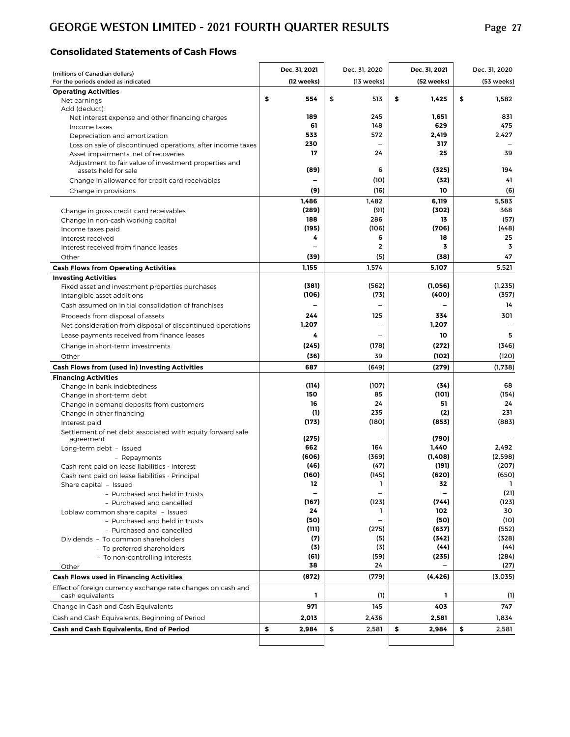## Consolidated Statements of Cash Flows

| (millions of Canadian dollars)<br>For the periods ended as indicated | Dec. 31, 2021<br>(12 weeks) | Dec. 31, 2020<br>(13 weeks) | Dec. 31, 2021<br>(52 weeks) | Dec. 31, 2020<br>(53 weeks) |
|---|---|---|---|---|
| **Operating Activities** | | | | |
| Net earnings | $ 554 | $ 513 | $ 1,425 | $ 1,582 |
| Add (deduct): | | | | |
| Net interest expense and other financing charges | 189 | 245 | 1,651 | 831 |
| Income taxes | 61 | 148 | 629 | 475 |
| Depreciation and amortization | 533 | 572 | 2,419 | 2,427 |
| Loss on sale of discontinued operations, after income taxes | 230 | – | 317 | – |
| Asset impairments, net of recoveries | 17 | 24 | 25 | 39 |
| Adjustment to fair value of investment properties and assets held for sale | (89) | 6 | (325) | 194 |
| Change in allowance for credit card receivables | – | (10) | (32) | 41 |
| Change in provisions | (9) | (16) | 10 | (6) |
| | 1,486 | 1,482 | 6,119 | 5,583 |
| Change in gross credit card receivables | (289) | (91) | (302) | 368 |
| Change in non-cash working capital | 188 | 286 | 13 | (57) |
| Income taxes paid | (195) | (106) | (706) | (448) |
| Interest received | 4 | 6 | 18 | 25 |
| Interest received from finance leases | – | 2 | 3 | 3 |
| Other | (39) | (5) | (38) | 47 |
| **Cash Flows from Operating Activities** | 1,155 | 1,574 | 5,107 | 5,521 |
| **Investing Activities** | | | | |
| Fixed asset and investment properties purchases | (381) | (562) | (1,056) | (1,235) |
| Intangible asset additions | (106) | (73) | (400) | (357) |
| Cash assumed on initial consolidation of franchises | – | – | – | 14 |
| Proceeds from disposal of assets | 244 | 125 | 334 | 301 |
| Net consideration from disposal of discontinued operations | 1,207 | – | 1,207 | – |
| Lease payments received from finance leases | 4 | – | 10 | 5 |
| Change in short-term investments | (245) | (178) | (272) | (346) |
| Other | (36) | 39 | (102) | (120) |
| **Cash Flows from (used in) Investing Activities** | 687 | (649) | (279) | (1,738) |
| **Financing Activities** | | | | |
| Change in bank indebtedness | (114) | (107) | (34) | 68 |
| Change in short-term debt | 150 | 85 | (101) | (154) |
| Change in demand deposits from customers | 16 | 24 | 51 | 24 |
| Change in other financing | (1) | 235 | (2) | 231 |
| Interest paid | (173) | (180) | (853) | (883) |
| Settlement of net debt associated with equity forward sale agreement | (275) | – | (790) | – |
| Long-term debt – Issued | 662 | 164 | 1,440 | 2,492 |
| – Repayments | (606) | (369) | (1,408) | (2,598) |
| Cash rent paid on lease liabilities - Interest | (46) | (47) | (191) | (207) |
| Cash rent paid on lease liabilities - Principal | (160) | (145) | (620) | (650) |
| Share capital – Issued | 12 | 1 | 32 | 1 |
| – Purchased and held in trusts | – | – | – | (21) |
| – Purchased and cancelled | (167) | (123) | (744) | (123) |
| Loblaw common share capital – Issued | 24 | 1 | 102 | 30 |
| – Purchased and held in trusts | (50) | – | (50) | (10) |
| – Purchased and cancelled | (111) | (275) | (637) | (552) |
| Dividends – To common shareholders | (7) | (5) | (342) | (328) |
| – To preferred shareholders | (3) | (3) | (44) | (44) |
| – To non-controlling interests | (61) | (59) | (235) | (284) |
| Other | 38 | 24 | – | (27) |
| **Cash Flows used in Financing Activities** | (872) | (779) | (4,426) | (3,035) |
| Effect of foreign currency exchange rate changes on cash and cash equivalents | 1 | (1) | 1 | (1) |
| Change in Cash and Cash Equivalents | 971 | 145 | 403 | 747 |
| Cash and Cash Equivalents, Beginning of Period | 2,013 | 2,436 | 2,581 | 1,834 |
| **Cash and Cash Equivalents, End of Period** | $ 2,984 | $ 2,581 | $ 2,984 | $ 2,581 |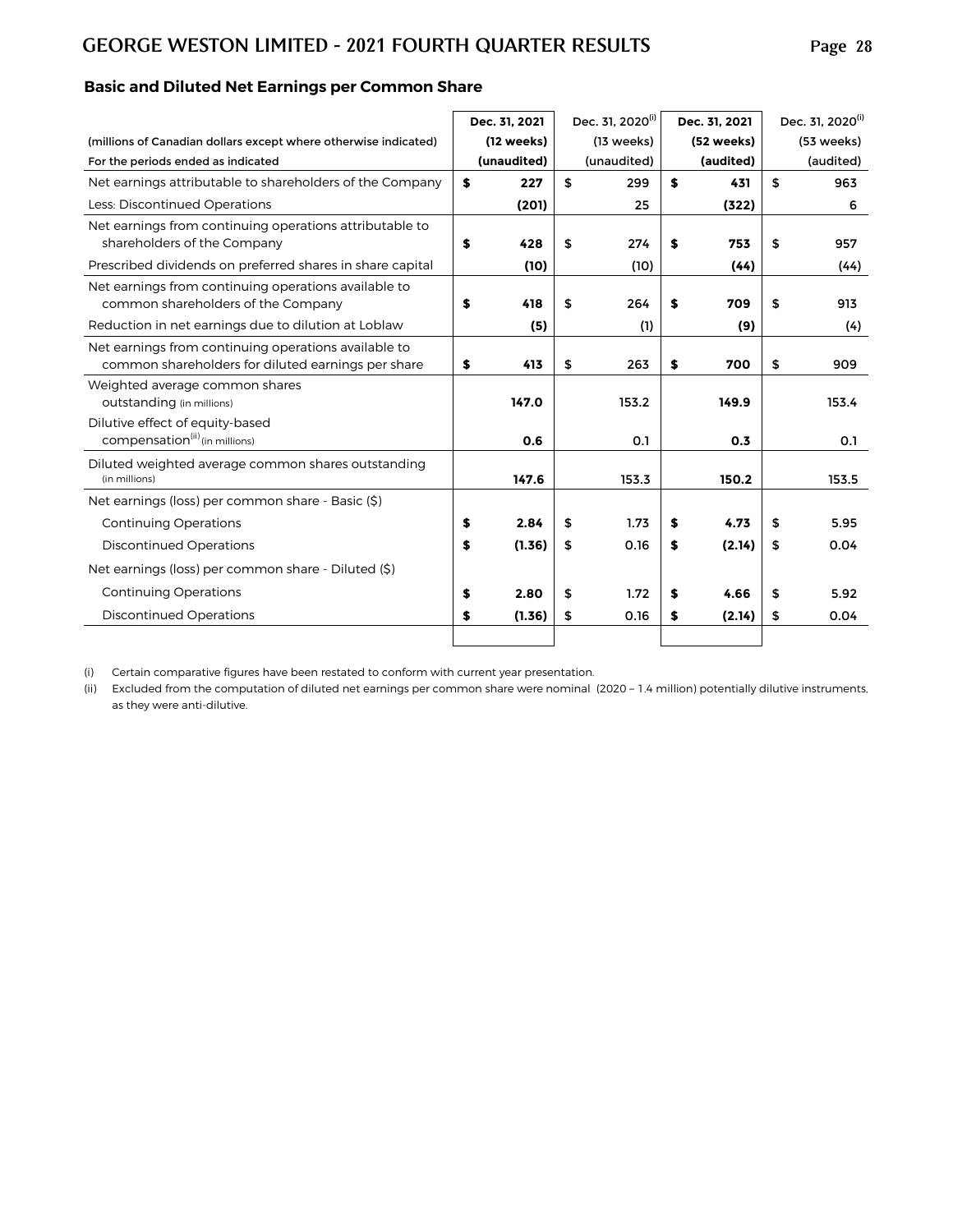## Basic and Diluted Net Earnings per Common Share

| (millions of Canadian dollars except where otherwise indicated)<br>For the periods ended as indicated | Dec. 31, 2021<br>(12 weeks)<br>(unaudited) | Dec. 31, 2020[(i)]<br>(13 weeks)<br>(unaudited) | Dec. 31, 2021<br>(52 weeks)<br>(audited) | Dec. 31, 2020[(i)]<br>(53 weeks)<br>(audited) |
|---|---|---|---|---|
| Net earnings attributable to shareholders of the Company | **$ 227** | $ 299 | **$ 431** | $ 963 |
| Less: Discontinued Operations | **(201)** | 25 | **(322)** | 6 |
| Net earnings from continuing operations attributable to shareholders of the Company | **$ 428** | $ 274 | **$ 753** | $ 957 |
| Prescribed dividends on preferred shares in share capital | **(10)** | (10) | **(44)** | (44) |
| Net earnings from continuing operations available to common shareholders of the Company | **$ 418** | $ 264 | **$ 709** | $ 913 |
| Reduction in net earnings due to dilution at Loblaw | **(5)** | (1) | **(9)** | (4) |
| Net earnings from continuing operations available to common shareholders for diluted earnings per share | **$ 413** | $ 263 | **$ 700** | $ 909 |
| Weighted average common shares outstanding (in millions) | **147.0** | 153.2 | **149.9** | 153.4 |
| Dilutive effect of equity-based compensation[(ii)] (in millions) | **0.6** | 0.1 | **0.3** | 0.1 |
| Diluted weighted average common shares outstanding (in millions) | **147.6** | 153.3 | **150.2** | 153.5 |
| Net earnings (loss) per common share - Basic ($) | | | | |
| Continuing Operations | **$ 2.84** | $ 1.73 | **$ 4.73** | $ 5.95 |
| Discontinued Operations | **$ (1.36)** | $ 0.16 | **$ (2.14)** | $ 0.04 |
| Net earnings (loss) per common share - Diluted ($) | | | | |
| Continuing Operations | **$ 2.80** | $ 1.72 | **$ 4.66** | $ 5.92 |
| Discontinued Operations | **$ (1.36)** | $ 0.16 | **$ (2.14)** | $ 0.04 |

(i) Certain comparative figures have been restated to conform with current year presentation.

(ii) Excluded from the computation of diluted net earnings per common share were nominal (2020 – 1.4 million) potentially dilutive instruments, as they were anti-dilutive.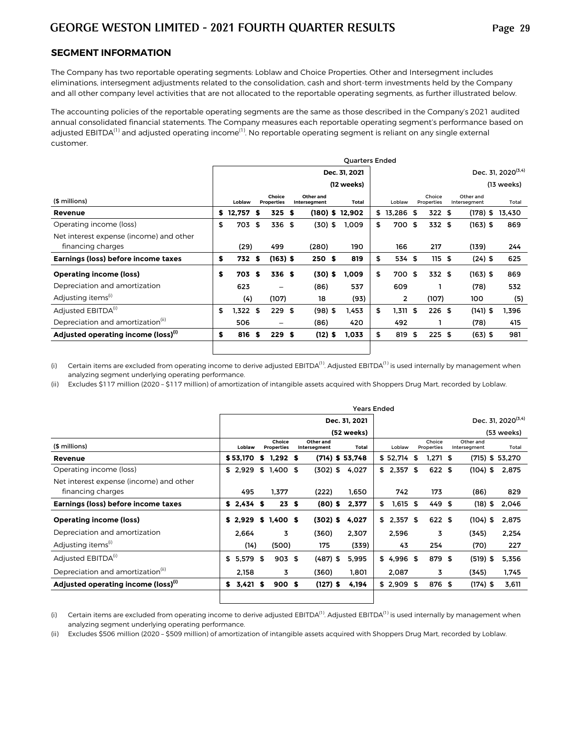## SEGMENT INFORMATION

The Company has two reportable operating segments: Loblaw and Choice Properties. Other and Intersegment includes eliminations, intersegment adjustments related to the consolidation, cash and short-term investments held by the Company and all other company level activities that are not allocated to the reportable operating segments, as further illustrated below.

The accounting policies of the reportable operating segments are the same as those described in the Company's 2021 audited annual consolidated financial statements. The Company measures each reportable operating segment's performance based on adjusted EBITDA[(1)] and adjusted operating income[(1)]. No reportable operating segment is reliant on any single external customer.

| | Quarters Ended | | | | | | | |
|---|---|---|---|---|---|---|---|---|
| | | | | Dec. 31, 2021 (12 weeks) | | | | Dec. 31, 2020[(3,4)] (13 weeks) |
| ($ millions) | Loblaw | Choice Properties | Other and Intersegment | Total | Loblaw | Choice Properties | Other and Intersegment | Total |
| **Revenue** | $ 12,757 | $ 325 | $ (180) | $ 12,902 | $ 13,286 | $ 322 | $ (178) | $ 13,430 |
| Operating income (loss) | $ 703 | $ 336 | $ (30) | $ 1,009 | $ 700 | $ 332 | $ (163) | $ 869 |
| Net interest expense (income) and other financing charges | (29) | 499 | (280) | 190 | 166 | 217 | (139) | 244 |
| **Earnings (loss) before income taxes** | $ 732 | $ (163) | $ 250 | $ 819 | $ 534 | $ 115 | $ (24) | $ 625 |
| **Operating income (loss)** | $ 703 | $ 336 | $ (30) | $ 1,009 | $ 700 | $ 332 | $ (163) | $ 869 |
| Depreciation and amortization | 623 | – | (86) | 537 | 609 | 1 | (78) | 532 |
| Adjusting items[(i)] | (4) | (107) | 18 | (93) | 2 | (107) | 100 | (5) |
| Adjusted EBITDA[(i)] | $ 1,322 | $ 229 | $ (98) | $ 1,453 | $ 1,311 | $ 226 | $ (141) | $ 1,396 |
| Depreciation and amortization[(ii)] | 506 | – | (86) | 420 | 492 | 1 | (78) | 415 |
| **Adjusted operating income (loss)[(i)]** | $ 816 | $ 229 | $ (12) | $ 1,033 | $ 819 | $ 225 | $ (63) | $ 981 |

(i) Certain items are excluded from operating income to derive adjusted EBITDA[(1)]. Adjusted EBITDA[(1)] is used internally by management when analyzing segment underlying operating performance.

(ii) Excludes $117 million (2020 – $117 million) of amortization of intangible assets acquired with Shoppers Drug Mart, recorded by Loblaw.

| | Years Ended | | | | | | | |
|---|---|---|---|---|---|---|---|---|
| | | | | Dec. 31, 2021 (52 weeks) | | | | Dec. 31, 2020[(3,4)] (53 weeks) |
| ($ millions) | Loblaw | Choice Properties | Other and Intersegment | Total | Loblaw | Choice Properties | Other and Intersegment | Total |
| **Revenue** | $ 53,170 | $ 1,292 | $ (714) | $ 53,748 | $ 52,714 | $ 1,271 | $ (715) | $ 53,270 |
| Operating income (loss) | $ 2,929 | $ 1,400 | $ (302) | $ 4,027 | $ 2,357 | $ 622 | $ (104) | $ 2,875 |
| Net interest expense (income) and other financing charges | 495 | 1,377 | (222) | 1,650 | 742 | 173 | (86) | 829 |
| **Earnings (loss) before income taxes** | $ 2,434 | $ 23 | $ (80) | $ 2,377 | $ 1,615 | $ 449 | $ (18) | $ 2,046 |
| **Operating income (loss)** | $ 2,929 | $ 1,400 | $ (302) | $ 4,027 | $ 2,357 | $ 622 | $ (104) | $ 2,875 |
| Depreciation and amortization | 2,664 | 3 | (360) | 2,307 | 2,596 | 3 | (345) | 2,254 |
| Adjusting items[(i)] | (14) | (500) | 175 | (339) | 43 | 254 | (70) | 227 |
| Adjusted EBITDA[(i)] | $ 5,579 | $ 903 | $ (487) | $ 5,995 | $ 4,996 | $ 879 | $ (519) | $ 5,356 |
| Depreciation and amortization[(ii)] | 2,158 | 3 | (360) | 1,801 | 2,087 | 3 | (345) | 1,745 |
| **Adjusted operating income (loss)[(i)]** | $ 3,421 | $ 900 | $ (127) | $ 4,194 | $ 2,909 | $ 876 | $ (174) | $ 3,611 |

(i) Certain items are excluded from operating income to derive adjusted EBITDA[(1)]. Adjusted EBITDA[(1)] is used internally by management when analyzing segment underlying operating performance.

(ii) Excludes $506 million (2020 – $509 million) of amortization of intangible assets acquired with Shoppers Drug Mart, recorded by Loblaw.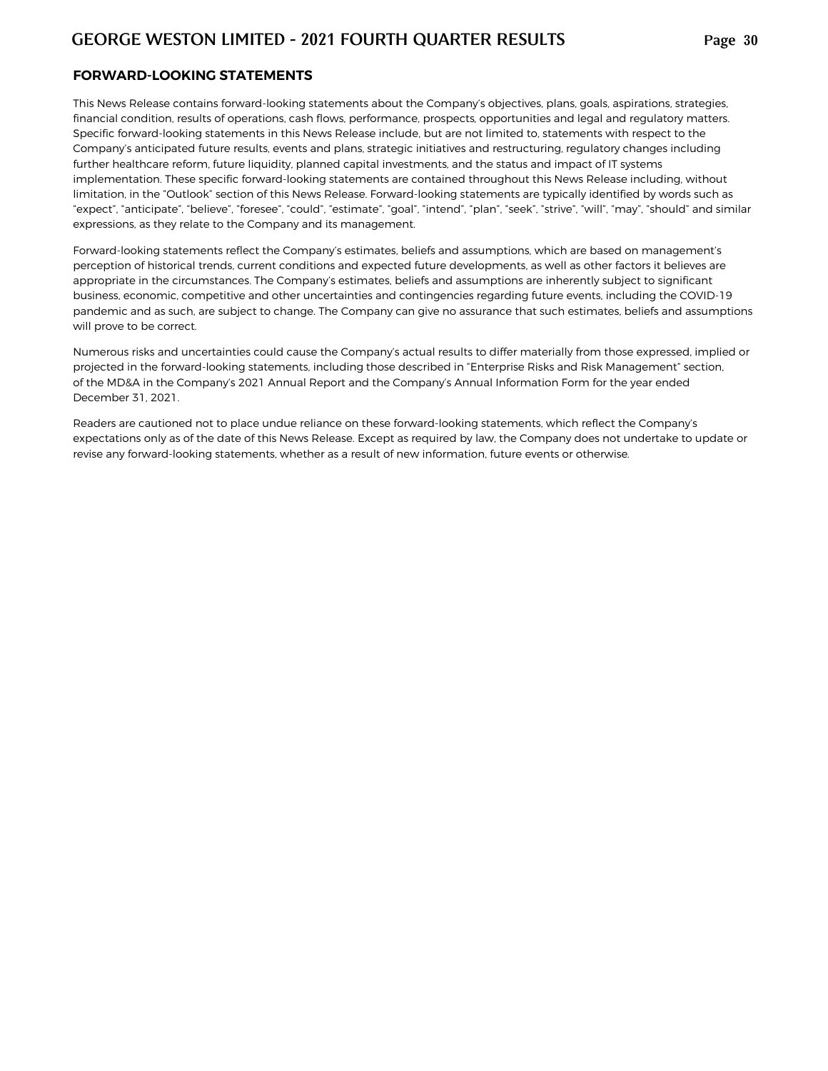## FORWARD-LOOKING STATEMENTS

This News Release contains forward-looking statements about the Company's objectives, plans, goals, aspirations, strategies, financial condition, results of operations, cash flows, performance, prospects, opportunities and legal and regulatory matters. Specific forward-looking statements in this News Release include, but are not limited to, statements with respect to the Company's anticipated future results, events and plans, strategic initiatives and restructuring, regulatory changes including further healthcare reform, future liquidity, planned capital investments, and the status and impact of IT systems implementation. These specific forward-looking statements are contained throughout this News Release including, without limitation, in the "Outlook" section of this News Release. Forward-looking statements are typically identified by words such as "expect", "anticipate", "believe", "foresee", "could", "estimate", "goal", "intend", "plan", "seek", "strive", "will", "may", "should" and similar expressions, as they relate to the Company and its management.

Forward-looking statements reflect the Company's estimates, beliefs and assumptions, which are based on management's perception of historical trends, current conditions and expected future developments, as well as other factors it believes are appropriate in the circumstances. The Company's estimates, beliefs and assumptions are inherently subject to significant business, economic, competitive and other uncertainties and contingencies regarding future events, including the COVID-19 pandemic and as such, are subject to change. The Company can give no assurance that such estimates, beliefs and assumptions will prove to be correct.

Numerous risks and uncertainties could cause the Company's actual results to differ materially from those expressed, implied or projected in the forward-looking statements, including those described in "Enterprise Risks and Risk Management" section, of the MD&A in the Company's 2021 Annual Report and the Company's Annual Information Form for the year ended December 31, 2021.

Readers are cautioned not to place undue reliance on these forward-looking statements, which reflect the Company's expectations only as of the date of this News Release. Except as required by law, the Company does not undertake to update or revise any forward-looking statements, whether as a result of new information, future events or otherwise.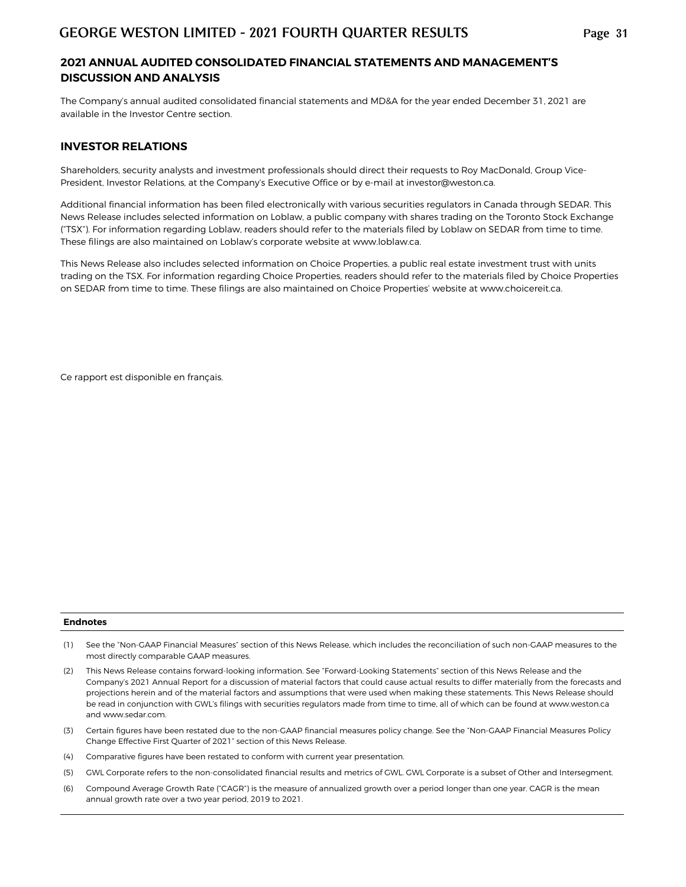## 2021 ANNUAL AUDITED CONSOLIDATED FINANCIAL STATEMENTS AND MANAGEMENT'S DISCUSSION AND ANALYSIS

The Company's annual audited consolidated financial statements and MD&A for the year ended December 31, 2021 are available in the Investor Centre section.

## INVESTOR RELATIONS

Shareholders, security analysts and investment professionals should direct their requests to Roy MacDonald, Group Vice-President, Investor Relations, at the Company's Executive Office or by e-mail at investor@weston.ca.

Additional financial information has been filed electronically with various securities regulators in Canada through SEDAR. This News Release includes selected information on Loblaw, a public company with shares trading on the Toronto Stock Exchange ("TSX"). For information regarding Loblaw, readers should refer to the materials filed by Loblaw on SEDAR from time to time. These filings are also maintained on Loblaw's corporate website at www.loblaw.ca.

This News Release also includes selected information on Choice Properties, a public real estate investment trust with units trading on the TSX. For information regarding Choice Properties, readers should refer to the materials filed by Choice Properties on SEDAR from time to time. These filings are also maintained on Choice Properties' website at www.choicereit.ca.

Ce rapport est disponible en français.

---

**Endnotes**

(1) See the "Non-GAAP Financial Measures" section of this News Release, which includes the reconciliation of such non-GAAP measures to the most directly comparable GAAP measures.

(2) This News Release contains forward-looking information. See "Forward-Looking Statements" section of this News Release and the Company's 2021 Annual Report for a discussion of material factors that could cause actual results to differ materially from the forecasts and projections herein and of the material factors and assumptions that were used when making these statements. This News Release should be read in conjunction with GWL's filings with securities regulators made from time to time, all of which can be found at www.weston.ca and www.sedar.com.

(3) Certain figures have been restated due to the non-GAAP financial measures policy change. See the "Non-GAAP Financial Measures Policy Change Effective First Quarter of 2021" section of this News Release.

(4) Comparative figures have been restated to conform with current year presentation.

(5) GWL Corporate refers to the non-consolidated financial results and metrics of GWL. GWL Corporate is a subset of Other and Intersegment.

(6) Compound Average Growth Rate ("CAGR") is the measure of annualized growth over a period longer than one year. CAGR is the mean annual growth rate over a two year period, 2019 to 2021.